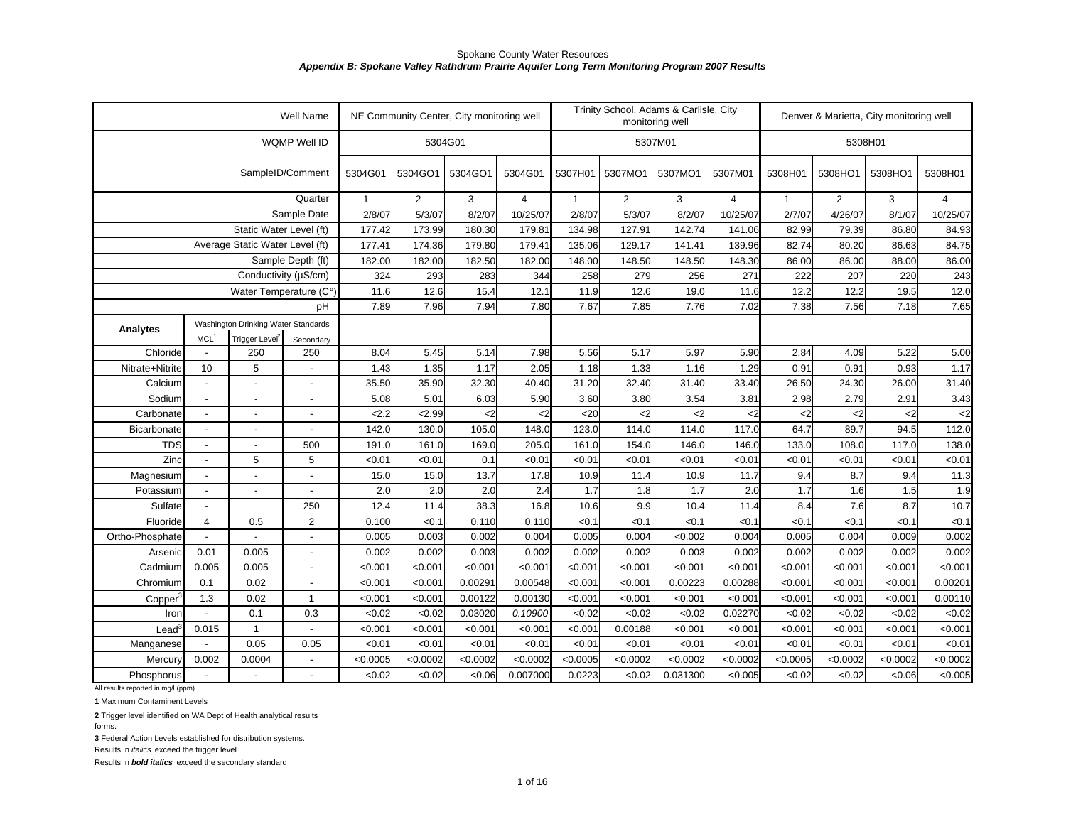Spokane County Water Resources

***Appendix B: Spokane Valley Rathdrum Prairie Aquifer Long Term Monitoring Program 2007 Results***

| | | | Well Name | NE Community Center, City monitoring well | | | | Trinity School, Adams & Carlisle, City monitoring well | | | | Denver & Marietta, City monitoring well | | | |
|---|---|---|---|---|---|---|---|---|---|---|---|---|---|---|---|
| | | | WQMP Well ID | 5304G01 | | | | 5307M01 | | | | 5308H01 | | | |
| | | | SampleID/Comment | 5304G01 | 5304GO1 | 5304GO1 | 5304G01 | 5307H01 | 5307MO1 | 5307MO1 | 5307M01 | 5308H01 | 5308HO1 | 5308HO1 | 5308H01 |
| | | | Quarter | 1 | 2 | 3 | 4 | 1 | 2 | 3 | 4 | 1 | 2 | 3 | 4 |
| | | | Sample Date | 2/8/07 | 5/3/07 | 8/2/07 | 10/25/07 | 2/8/07 | 5/3/07 | 8/2/07 | 10/25/07 | 2/7/07 | 4/26/07 | 8/1/07 | 10/25/07 |
| | | | Static Water Level (ft) | 177.42 | 173.99 | 180.30 | 179.81 | 134.98 | 127.91 | 142.74 | 141.06 | 82.99 | 79.39 | 86.80 | 84.93 |
| | | | Average Static Water Level (ft) | 177.41 | 174.36 | 179.80 | 179.41 | 135.06 | 129.17 | 141.41 | 139.96 | 82.74 | 80.20 | 86.63 | 84.75 |
| | | | Sample Depth (ft) | 182.00 | 182.00 | 182.50 | 182.00 | 148.00 | 148.50 | 148.50 | 148.30 | 86.00 | 86.00 | 88.00 | 86.00 |
| | | | Conductivity (µS/cm) | 324 | 293 | 283 | 344 | 258 | 279 | 256 | 271 | 222 | 207 | 220 | 243 |
| | | | Water Temperature (C°) | 11.6 | 12.6 | 15.4 | 12.1 | 11.9 | 12.6 | 19.0 | 11.6 | 12.2 | 12.2 | 19.5 | 12.0 |
| | | | pH | 7.89 | 7.96 | 7.94 | 7.80 | 7.67 | 7.85 | 7.76 | 7.02 | 7.38 | 7.56 | 7.18 | 7.65 |
| **Analytes** | Washington Drinking Water Standards | | | | | | | | | | | | | | |
| | MCL[1] | Trigger Level[2] | Secondary | | | | | | | | | | | | |
| Chloride | - | 250 | 250 | 8.04 | 5.45 | 5.14 | 7.98 | 5.56 | 5.17 | 5.97 | 5.90 | 2.84 | 4.09 | 5.22 | 5.00 |
| Nitrate+Nitrite | 10 | 5 | - | 1.43 | 1.35 | 1.17 | 2.05 | 1.18 | 1.33 | 1.16 | 1.29 | 0.91 | 0.91 | 0.93 | 1.17 |
| Calcium | - | - | - | 35.50 | 35.90 | 32.30 | 40.40 | 31.20 | 32.40 | 31.40 | 33.40 | 26.50 | 24.30 | 26.00 | 31.40 |
| Sodium | - | - | - | 5.08 | 5.01 | 6.03 | 5.90 | 3.60 | 3.80 | 3.54 | 3.81 | 2.98 | 2.79 | 2.91 | 3.43 |
| Carbonate | - | - | - | <2.2 | <2.99 | <2 | <2 | <20 | <2 | <2 | <2 | <2 | <2 | <2 | <2 |
| Bicarbonate | - | - | - | 142.0 | 130.0 | 105.0 | 148.0 | 123.0 | 114.0 | 114.0 | 117.0 | 64.7 | 89.7 | 94.5 | 112.0 |
| TDS | - | - | 500 | 191.0 | 161.0 | 169.0 | 205.0 | 161.0 | 154.0 | 146.0 | 146.0 | 133.0 | 108.0 | 117.0 | 138.0 |
| Zinc | - | 5 | 5 | <0.01 | <0.01 | 0.1 | <0.01 | <0.01 | <0.01 | <0.01 | <0.01 | <0.01 | <0.01 | <0.01 | <0.01 |
| Magnesium | - | - | - | 15.0 | 15.0 | 13.7 | 17.8 | 10.9 | 11.4 | 10.9 | 11.7 | 9.4 | 8.7 | 9.4 | 11.3 |
| Potassium | - | - | - | 2.0 | 2.0 | 2.0 | 2.4 | 1.7 | 1.8 | 1.7 | 2.0 | 1.7 | 1.6 | 1.5 | 1.9 |
| Sulfate | - | | 250 | 12.4 | 11.4 | 38.3 | 16.8 | 10.6 | 9.9 | 10.4 | 11.4 | 8.4 | 7.6 | 8.7 | 10.7 |
| Fluoride | 4 | 0.5 | 2 | 0.100 | <0.1 | 0.110 | 0.110 | <0.1 | <0.1 | <0.1 | <0.1 | <0.1 | <0.1 | <0.1 | <0.1 |
| Ortho-Phosphate | - | - | - | 0.005 | 0.003 | 0.002 | 0.004 | 0.005 | 0.004 | <0.002 | 0.004 | 0.005 | 0.004 | 0.009 | 0.002 |
| Arsenic | 0.01 | 0.005 | - | 0.002 | 0.002 | 0.003 | 0.002 | 0.002 | 0.002 | 0.003 | 0.002 | 0.002 | 0.002 | 0.002 | 0.002 |
| Cadmium | 0.005 | 0.005 | - | <0.001 | <0.001 | <0.001 | <0.001 | <0.001 | <0.001 | <0.001 | <0.001 | <0.001 | <0.001 | <0.001 | <0.001 |
| Chromium | 0.1 | 0.02 | - | <0.001 | <0.001 | 0.00291 | 0.00548 | <0.001 | <0.001 | 0.00223 | 0.00288 | <0.001 | <0.001 | <0.001 | 0.00201 |
| Copper[3] | 1.3 | 0.02 | 1 | <0.001 | <0.001 | 0.00122 | 0.00130 | <0.001 | <0.001 | <0.001 | <0.001 | <0.001 | <0.001 | <0.001 | 0.00110 |
| Iron | - | 0.1 | 0.3 | <0.02 | <0.02 | 0.03020 | *0.10900* | <0.02 | <0.02 | <0.02 | 0.02270 | <0.02 | <0.02 | <0.02 | <0.02 |
| Lead[3] | 0.015 | 1 | - | <0.001 | <0.001 | <0.001 | <0.001 | <0.001 | 0.00188 | <0.001 | <0.001 | <0.001 | <0.001 | <0.001 | <0.001 |
| Manganese | - | 0.05 | 0.05 | <0.01 | <0.01 | <0.01 | <0.01 | <0.01 | <0.01 | <0.01 | <0.01 | <0.01 | <0.01 | <0.01 | <0.01 |
| Mercury | 0.002 | 0.0004 | - | <0.0005 | <0.0002 | <0.0002 | <0.0002 | <0.0005 | <0.0002 | <0.0002 | <0.0002 | <0.0005 | <0.0002 | <0.0002 | <0.0002 |
| Phosphorus | - | - | - | <0.02 | <0.02 | <0.06 | 0.007000 | 0.0223 | <0.02 | 0.031300 | <0.005 | <0.02 | <0.02 | <0.06 | <0.005 |

All results reported in mg/l (ppm)

**1** Maximum Contaminent Levels

**2** Trigger level identified on WA Dept of Health analytical results forms.

**3** Federal Action Levels established for distribution systems.

Results in *italics* exceed the trigger level

Results in ***bold italics*** exceed the secondary standard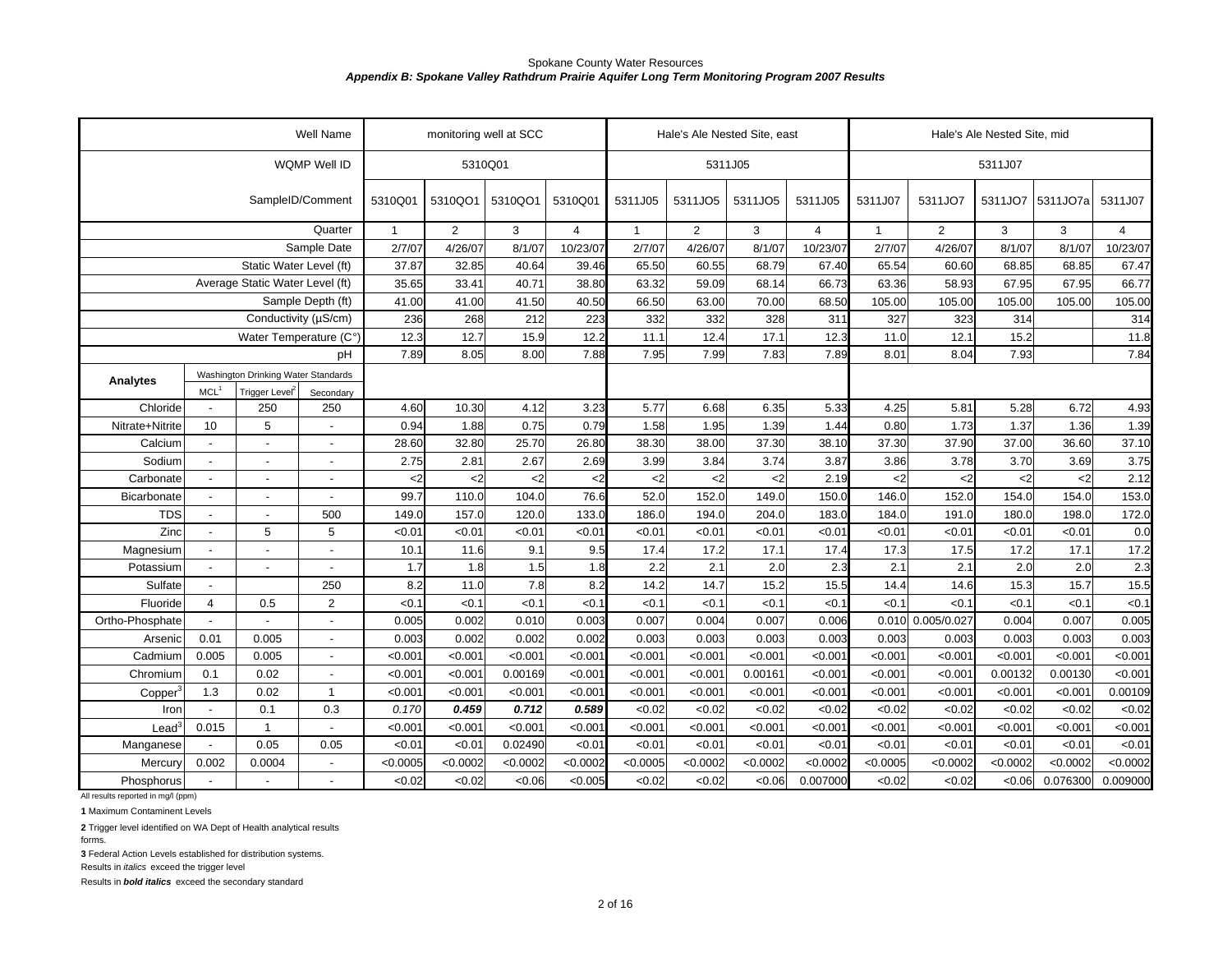Spokane County Water Resources

***Appendix B: Spokane Valley Rathdrum Prairie Aquifer Long Term Monitoring Program 2007 Results***

| | | | Well Name | monitoring well at SCC | | | | Hale's Ale Nested Site, east | | | | Hale's Ale Nested Site, mid | | | | |
|---|---|---|---|---|---|---|---|---|---|---|---|---|---|---|---|---|
| | | | WQMP Well ID | 5310Q01 | | | | 5311J05 | | | | 5311J07 | | | | |
| | | | SampleID/Comment | 5310Q01 | 5310QO1 | 5310QO1 | 5310Q01 | 5311J05 | 5311JO5 | 5311JO5 | 5311J05 | 5311J07 | 5311JO7 | 5311JO7 | 5311JO7a | 5311J07 |
| | | | Quarter | 1 | 2 | 3 | 4 | 1 | 2 | 3 | 4 | 1 | 2 | 3 | 3 | 4 |
| | | | Sample Date | 2/7/07 | 4/26/07 | 8/1/07 | 10/23/07 | 2/7/07 | 4/26/07 | 8/1/07 | 10/23/07 | 2/7/07 | 4/26/07 | 8/1/07 | 8/1/07 | 10/23/07 |
| | | | Static Water Level (ft) | 37.87 | 32.85 | 40.64 | 39.46 | 65.50 | 60.55 | 68.79 | 67.40 | 65.54 | 60.60 | 68.85 | 68.85 | 67.47 |
| | | | Average Static Water Level (ft) | 35.65 | 33.41 | 40.71 | 38.80 | 63.32 | 59.09 | 68.14 | 66.73 | 63.36 | 58.93 | 67.95 | 67.95 | 66.77 |
| | | | Sample Depth (ft) | 41.00 | 41.00 | 41.50 | 40.50 | 66.50 | 63.00 | 70.00 | 68.50 | 105.00 | 105.00 | 105.00 | 105.00 | 105.00 |
| | | | Conductivity (µS/cm) | 236 | 268 | 212 | 223 | 332 | 332 | 328 | 311 | 327 | 323 | 314 | | 314 |
| | | | Water Temperature (C°) | 12.3 | 12.7 | 15.9 | 12.2 | 11.1 | 12.4 | 17.1 | 12.3 | 11.0 | 12.1 | 15.2 | | 11.8 |
| | | | pH | 7.89 | 8.05 | 8.00 | 7.88 | 7.95 | 7.99 | 7.83 | 7.89 | 8.01 | 8.04 | 7.93 | | 7.84 |
| **Analytes** | Washington Drinking Water Standards | | | | | | | | | | | | | | | |
| | MCL[1] | Trigger Level[2] | Secondary | | | | | | | | | | | | | |
| Chloride | - | 250 | 250 | 4.60 | 10.30 | 4.12 | 3.23 | 5.77 | 6.68 | 6.35 | 5.33 | 4.25 | 5.81 | 5.28 | 6.72 | 4.93 |
| Nitrate+Nitrite | 10 | 5 | - | 0.94 | 1.88 | 0.75 | 0.79 | 1.58 | 1.95 | 1.39 | 1.44 | 0.80 | 1.73 | 1.37 | 1.36 | 1.39 |
| Calcium | - | - | - | 28.60 | 32.80 | 25.70 | 26.80 | 38.30 | 38.00 | 37.30 | 38.10 | 37.30 | 37.90 | 37.00 | 36.60 | 37.10 |
| Sodium | - | - | - | 2.75 | 2.81 | 2.67 | 2.69 | 3.99 | 3.84 | 3.74 | 3.87 | 3.86 | 3.78 | 3.70 | 3.69 | 3.75 |
| Carbonate | - | - | - | <2 | <2 | <2 | <2 | <2 | <2 | <2 | 2.19 | <2 | <2 | <2 | <2 | 2.12 |
| Bicarbonate | - | - | - | 99.7 | 110.0 | 104.0 | 76.6 | 52.0 | 152.0 | 149.0 | 150.0 | 146.0 | 152.0 | 154.0 | 154.0 | 153.0 |
| TDS | - | - | 500 | 149.0 | 157.0 | 120.0 | 133.0 | 186.0 | 194.0 | 204.0 | 183.0 | 184.0 | 191.0 | 180.0 | 198.0 | 172.0 |
| Zinc | - | 5 | 5 | <0.01 | <0.01 | <0.01 | <0.01 | <0.01 | <0.01 | <0.01 | <0.01 | <0.01 | <0.01 | <0.01 | <0.01 | 0.0 |
| Magnesium | - | - | - | 10.1 | 11.6 | 9.1 | 9.5 | 17.4 | 17.2 | 17.1 | 17.4 | 17.3 | 17.5 | 17.2 | 17.1 | 17.2 |
| Potassium | - | - | - | 1.7 | 1.8 | 1.5 | 1.8 | 2.2 | 2.1 | 2.0 | 2.3 | 2.1 | 2.1 | 2.0 | 2.0 | 2.3 |
| Sulfate | - | | 250 | 8.2 | 11.0 | 7.8 | 8.2 | 14.2 | 14.7 | 15.2 | 15.5 | 14.4 | 14.6 | 15.3 | 15.7 | 15.5 |
| Fluoride | 4 | 0.5 | 2 | <0.1 | <0.1 | <0.1 | <0.1 | <0.1 | <0.1 | <0.1 | <0.1 | <0.1 | <0.1 | <0.1 | <0.1 | <0.1 |
| Ortho-Phosphate | - | - | - | 0.005 | 0.002 | 0.010 | 0.003 | 0.007 | 0.004 | 0.007 | 0.006 | 0.010 | 0.005/0.027 | 0.004 | 0.007 | 0.005 |
| Arsenic | 0.01 | 0.005 | - | 0.003 | 0.002 | 0.002 | 0.002 | 0.003 | 0.003 | 0.003 | 0.003 | 0.003 | 0.003 | 0.003 | 0.003 | 0.003 |
| Cadmium | 0.005 | 0.005 | - | <0.001 | <0.001 | <0.001 | <0.001 | <0.001 | <0.001 | <0.001 | <0.001 | <0.001 | <0.001 | <0.001 | <0.001 | <0.001 |
| Chromium | 0.1 | 0.02 | - | <0.001 | <0.001 | 0.00169 | <0.001 | <0.001 | <0.001 | 0.00161 | <0.001 | <0.001 | <0.001 | 0.00132 | 0.00130 | <0.001 |
| Copper[3] | 1.3 | 0.02 | 1 | <0.001 | <0.001 | <0.001 | <0.001 | <0.001 | <0.001 | <0.001 | <0.001 | <0.001 | <0.001 | <0.001 | <0.001 | 0.00109 |
| Iron | - | 0.1 | 0.3 | *0.170* | ***0.459*** | ***0.712*** | ***0.589*** | <0.02 | <0.02 | <0.02 | <0.02 | <0.02 | <0.02 | <0.02 | <0.02 | <0.02 |
| Lead[3] | 0.015 | 1 | - | <0.001 | <0.001 | <0.001 | <0.001 | <0.001 | <0.001 | <0.001 | <0.001 | <0.001 | <0.001 | <0.001 | <0.001 | <0.001 |
| Manganese | - | 0.05 | 0.05 | <0.01 | <0.01 | 0.02490 | <0.01 | <0.01 | <0.01 | <0.01 | <0.01 | <0.01 | <0.01 | <0.01 | <0.01 | <0.01 |
| Mercury | 0.002 | 0.0004 | - | <0.0005 | <0.0002 | <0.0002 | <0.0002 | <0.0005 | <0.0002 | <0.0002 | <0.0002 | <0.0005 | <0.0002 | <0.0002 | <0.0002 | <0.0002 |
| Phosphorus | - | - | - | <0.02 | <0.02 | <0.06 | <0.005 | <0.02 | <0.02 | <0.06 | 0.007000 | <0.02 | <0.02 | <0.06 | 0.076300 | 0.009000 |

All results reported in mg/l (ppm)

**1** Maximum Contaminent Levels

**2** Trigger level identified on WA Dept of Health analytical results forms.

**3** Federal Action Levels established for distribution systems.

Results in *italics* exceed the trigger level

Results in ***bold italics*** exceed the secondary standard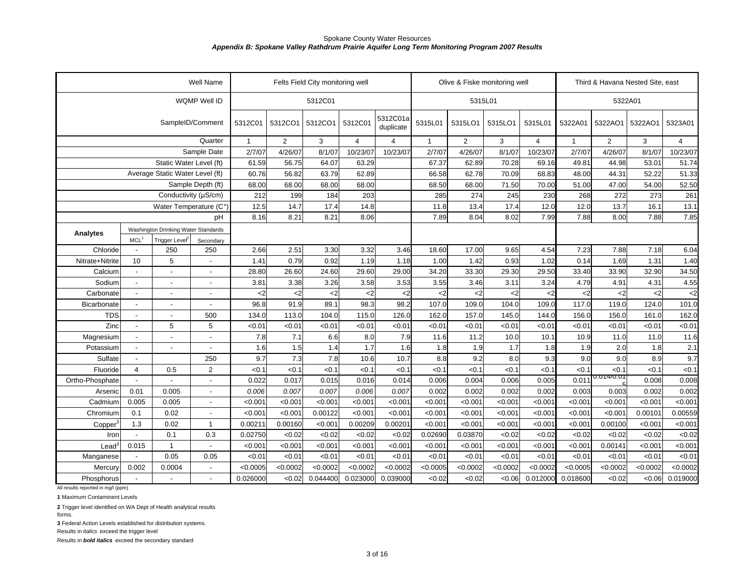Spokane County Water Resources

***Appendix B: Spokane Valley Rathdrum Prairie Aquifer Long Term Monitoring Program 2007 Results***

| | | | Well Name | Felts Field City monitoring well | | | | | Olive & Fiske monitoring well | | | | Third & Havana Nested Site, east | | | |
|---|---|---|---|---|---|---|---|---|---|---|---|---|---|---|---|---|
| | | | WQMP Well ID | 5312C01 | | | | | 5315L01 | | | | 5322A01 | | | |
| | | | SampleID/Comment | 5312C01 | 5312CO1 | 5312CO1 | 5312C01 | 5312C01a duplicate | 5315L01 | 5315LO1 | 5315LO1 | 5315L01 | 5322A01 | 5322AO1 | 5322AO1 | 5323A01 |
| | | | Quarter | 1 | 2 | 3 | 4 | 4 | 1 | 2 | 3 | 4 | 1 | 2 | 3 | 4 |
| | | | Sample Date | 2/7/07 | 4/26/07 | 8/1/07 | 10/23/07 | 10/23/07 | 2/7/07 | 4/26/07 | 8/1/07 | 10/23/07 | 2/7/07 | 4/26/07 | 8/1/07 | 10/23/07 |
| | | | Static Water Level (ft) | 61.59 | 56.75 | 64.07 | 63.29 | | 67.37 | 62.89 | 70.28 | 69.16 | 49.81 | 44.98 | 53.01 | 51.74 |
| | | | Average Static Water Level (ft) | 60.76 | 56.82 | 63.79 | 62.89 | | 66.58 | 62.78 | 70.09 | 68.83 | 48.00 | 44.31 | 52.22 | 51.33 |
| | | | Sample Depth (ft) | 68.00 | 68.00 | 68.00 | 68.00 | | 68.50 | 68.00 | 71.50 | 70.00 | 51.00 | 47.00 | 54.00 | 52.50 |
| | | | Conductivity (µS/cm) | 212 | 199 | 184 | 203 | | 285 | 274 | 245 | 230 | 268 | 272 | 273 | 261 |
| | | | Water Temperature (C°) | 12.5 | 14.7 | 17.4 | 14.8 | | 11.8 | 13.4 | 17.4 | 12.0 | 12.0 | 13.7 | 16.1 | 13.1 |
| | | | pH | 8.16 | 8.21 | 8.21 | 8.06 | | 7.89 | 8.04 | 8.02 | 7.99 | 7.88 | 8.00 | 7.88 | 7.85 |
| **Analytes** | Washington Drinking Water Standards | | | | | | | | | | | | | | | |
| | MCL[1] | Trigger Level[2] | Secondary | | | | | | | | | | | | | |
| Chloride | - | 250 | 250 | 2.66 | 2.51 | 3.30 | 3.32 | 3.46 | 18.60 | 17.00 | 9.65 | 4.54 | 7.23 | 7.88 | 7.18 | 6.04 |
| Nitrate+Nitrite | 10 | 5 | - | 1.41 | 0.79 | 0.92 | 1.19 | 1.18 | 1.00 | 1.42 | 0.93 | 1.02 | 0.14 | 1.69 | 1.31 | 1.40 |
| Calcium | - | - | - | 28.80 | 26.60 | 24.60 | 29.60 | 29.00 | 34.20 | 33.30 | 29.30 | 29.50 | 33.40 | 33.90 | 32.90 | 34.50 |
| Sodium | - | - | - | 3.81 | 3.38 | 3.26 | 3.58 | 3.53 | 3.55 | 3.46 | 3.11 | 3.24 | 4.79 | 4.91 | 4.31 | 4.55 |
| Carbonate | - | - | - | <2 | <2 | <2 | <2 | <2 | <2 | <2 | <2 | <2 | <2 | <2 | <2 | <2 |
| Bicarbonate | - | - | - | 96.8 | 91.9 | 89.1 | 98.3 | 98.2 | 107.0 | 109.0 | 104.0 | 109.0 | 117.0 | 119.0 | 124.0 | 101.0 |
| TDS | - | - | 500 | 134.0 | 113.0 | 104.0 | 115.0 | 126.0 | 162.0 | 157.0 | 145.0 | 144.0 | 156.0 | 156.0 | 161.0 | 162.0 |
| Zinc | - | 5 | 5 | <0.01 | <0.01 | <0.01 | <0.01 | <0.01 | <0.01 | <0.01 | <0.01 | <0.01 | <0.01 | <0.01 | <0.01 | <0.01 |
| Magnesium | - | - | - | 7.8 | 7.1 | 6.6 | 8.0 | 7.9 | 11.6 | 11.2 | 10.0 | 10.1 | 10.9 | 11.0 | 11.0 | 11.6 |
| Potassium | - | - | - | 1.6 | 1.5 | 1.4 | 1.7 | 1.6 | 1.8 | 1.9 | 1.7 | 1.8 | 1.9 | 2.0 | 1.8 | 2.1 |
| Sulfate | - | | 250 | 9.7 | 7.3 | 7.8 | 10.6 | 10.7 | 8.8 | 9.2 | 8.0 | 9.3 | 9.0 | 9.0 | 8.9 | 9.7 |
| Fluoride | 4 | 0.5 | 2 | <0.1 | <0.1 | <0.1 | <0.1 | <0.1 | <0.1 | <0.1 | <0.1 | <0.1 | <0.1 | <0.1 | <0.1 | <0.1 |
| Ortho-Phosphate | - | - | - | 0.022 | 0.017 | 0.015 | 0.016 | 0.014 | 0.006 | 0.004 | 0.006 | 0.005 | 0.011 | 0.014/0.015 | 0.008 | 0.008 |
| Arsenic | 0.01 | 0.005 | - | *0.006* | *0.007* | *0.007* | *0.006* | *0.007* | 0.002 | 0.002 | 0.002 | 0.002 | 0.003 | 0.003 | 0.002 | 0.002 |
| Cadmium | 0.005 | 0.005 | - | <0.001 | <0.001 | <0.001 | <0.001 | <0.001 | <0.001 | <0.001 | <0.001 | <0.001 | <0.001 | <0.001 | <0.001 | <0.001 |
| Chromium | 0.1 | 0.02 | - | <0.001 | <0.001 | 0.00122 | <0.001 | <0.001 | <0.001 | <0.001 | <0.001 | <0.001 | <0.001 | <0.001 | 0.00101 | 0.00559 |
| Copper[3] | 1.3 | 0.02 | 1 | 0.00211 | 0.00160 | <0.001 | 0.00209 | 0.00201 | <0.001 | <0.001 | <0.001 | <0.001 | <0.001 | 0.00100 | <0.001 | <0.001 |
| Iron | - | 0.1 | 0.3 | 0.02750 | <0.02 | <0.02 | <0.02 | <0.02 | 0.02690 | 0.03870 | <0.02 | <0.02 | <0.02 | <0.02 | <0.02 | <0.02 |
| Lead[3] | 0.015 | 1 | - | <0.001 | <0.001 | <0.001 | <0.001 | <0.001 | <0.001 | <0.001 | <0.001 | <0.001 | <0.001 | 0.00141 | <0.001 | <0.001 |
| Manganese | - | 0.05 | 0.05 | <0.01 | <0.01 | <0.01 | <0.01 | <0.01 | <0.01 | <0.01 | <0.01 | <0.01 | <0.01 | <0.01 | <0.01 | <0.01 |
| Mercury | 0.002 | 0.0004 | - | <0.0005 | <0.0002 | <0.0002 | <0.0002 | <0.0002 | <0.0005 | <0.0002 | <0.0002 | <0.0002 | <0.0005 | <0.0002 | <0.0002 | <0.0002 |
| Phosphorus | - | - | - | 0.026000 | <0.02 | 0.044400 | 0.023000 | 0.039000 | <0.02 | <0.02 | <0.06 | 0.012000 | 0.018600 | <0.02 | <0.06 | 0.019000 |

All results reported in mg/l (ppm)

**1** Maximum Contaminent Levels

**2** Trigger level identified on WA Dept of Health analytical results forms.

**3** Federal Action Levels established for distribution systems.

Results in *italics* exceed the trigger level

Results in ***bold italics*** exceed the secondary standard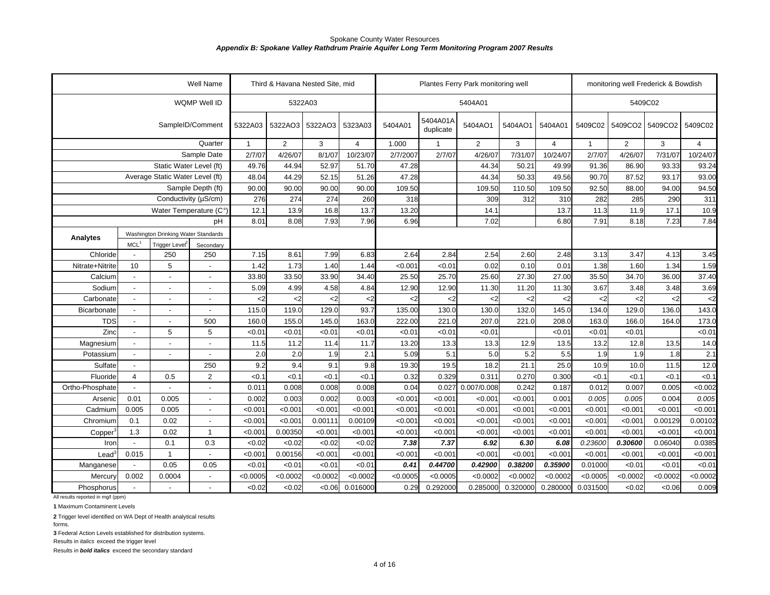Spokane County Water Resources

***Appendix B: Spokane Valley Rathdrum Prairie Aquifer Long Term Monitoring Program 2007 Results***

| | | | Well Name | Third & Havana Nested Site, mid | | | | Plantes Ferry Park monitoring well | | | | | monitoring well Frederick & Bowdish | | | |
|---|---|---|---|---|---|---|---|---|---|---|---|---|---|---|---|---|
| | | | WQMP Well ID | 5322A03 | | | | 5404A01 | | | | | 5409C02 | | | |
| | | | SampleID/Comment | 5322A03 | 5322AO3 | 5322AO3 | 5323A03 | 5404A01 | 5404A01A duplicate | 5404AO1 | 5404AO1 | 5404A01 | 5409C02 | 5409CO2 | 5409CO2 | 5409C02 |
| | | | Quarter | 1 | 2 | 3 | 4 | 1.000 | 1 | 2 | 3 | 4 | 1 | 2 | 3 | 4 |
| | | | Sample Date | 2/7/07 | 4/26/07 | 8/1/07 | 10/23/07 | 2/7/2007 | 2/7/07 | 4/26/07 | 7/31/07 | 10/24/07 | 2/7/07 | 4/26/07 | 7/31/07 | 10/24/07 |
| | | | Static Water Level (ft) | 49.76 | 44.94 | 52.97 | 51.70 | 47.28 | | 44.34 | 50.21 | 49.99 | 91.36 | 86.90 | 93.33 | 93.24 |
| | | | Average Static Water Level (ft) | 48.04 | 44.29 | 52.15 | 51.26 | 47.28 | | 44.34 | 50.33 | 49.56 | 90.70 | 87.52 | 93.17 | 93.00 |
| | | | Sample Depth (ft) | 90.00 | 90.00 | 90.00 | 90.00 | 109.50 | | 109.50 | 110.50 | 109.50 | 92.50 | 88.00 | 94.00 | 94.50 |
| | | | Conductivity (µS/cm) | 276 | 274 | 274 | 260 | 318 | | 309 | 312 | 310 | 282 | 285 | 290 | 311 |
| | | | Water Temperature (C°) | 12.1 | 13.9 | 16.8 | 13.7 | 13.20 | | 14.1 | | 13.7 | 11.3 | 11.9 | 17.1 | 10.9 |
| | | | pH | 8.01 | 8.08 | 7.93 | 7.96 | 6.96 | | 7.02 | | 6.80 | 7.91 | 8.18 | 7.23 | 7.84 |
| **Analytes** | Washington Drinking Water Standards | | | | | | | | | | | | | | | |
| | MCL[1] | Trigger Level[2] | Secondary | | | | | | | | | | | | | |
| Chloride | - | 250 | 250 | 7.15 | 8.61 | 7.99 | 6.83 | 2.64 | 2.84 | 2.54 | 2.60 | 2.48 | 3.13 | 3.47 | 4.13 | 3.45 |
| Nitrate+Nitrite | 10 | 5 | - | 1.42 | 1.73 | 1.40 | 1.44 | <0.001 | <0.01 | 0.02 | 0.10 | 0.01 | 1.38 | 1.60 | 1.34 | 1.59 |
| Calcium | - | - | - | 33.80 | 33.50 | 33.90 | 34.40 | 25.50 | 25.70 | 25.60 | 27.30 | 27.00 | 35.50 | 34.70 | 36.00 | 37.40 |
| Sodium | - | - | - | 5.09 | 4.99 | 4.58 | 4.84 | 12.90 | 12.90 | 11.30 | 11.20 | 11.30 | 3.67 | 3.48 | 3.48 | 3.69 |
| Carbonate | - | - | - | <2 | <2 | <2 | <2 | <2 | <2 | <2 | <2 | <2 | <2 | <2 | <2 | <2 |
| Bicarbonate | - | - | - | 115.0 | 119.0 | 129.0 | 93.7 | 135.00 | 130.0 | 130.0 | 132.0 | 145.0 | 134.0 | 129.0 | 136.0 | 143.0 |
| TDS | - | - | 500 | 160.0 | 155.0 | 145.0 | 163.0 | 222.00 | 221.0 | 207.0 | 221.0 | 208.0 | 163.0 | 166.0 | 164.0 | 173.0 |
| Zinc | - | 5 | 5 | <0.01 | <0.01 | <0.01 | <0.01 | <0.01 | <0.01 | <0.01 | | <0.01 | <0.01 | <0.01 | | <0.01 |
| Magnesium | - | - | - | 11.5 | 11.2 | 11.4 | 11.7 | 13.20 | 13.3 | 13.3 | 12.9 | 13.5 | 13.2 | 12.8 | 13.5 | 14.0 |
| Potassium | - | - | - | 2.0 | 2.0 | 1.9 | 2.1 | 5.09 | 5.1 | 5.0 | 5.2 | 5.5 | 1.9 | 1.9 | 1.8 | 2.1 |
| Sulfate | - | | 250 | 9.2 | 9.4 | 9.1 | 9.8 | 19.30 | 19.5 | 18.2 | 21.1 | 25.0 | 10.9 | 10.0 | 11.5 | 12.0 |
| Fluoride | 4 | 0.5 | 2 | <0.1 | <0.1 | <0.1 | <0.1 | 0.32 | 0.329 | 0.311 | 0.270 | 0.300 | <0.1 | <0.1 | <0.1 | <0.1 |
| Ortho-Phosphate | - | - | - | 0.011 | 0.008 | 0.008 | 0.008 | 0.04 | 0.027 | 0.007/0.008 | 0.242 | 0.187 | 0.012 | 0.007 | 0.005 | <0.002 |
| Arsenic | 0.01 | 0.005 | - | 0.002 | 0.003 | 0.002 | 0.003 | <0.001 | <0.001 | <0.001 | <0.001 | 0.001 | *0.005* | *0.005* | 0.004 | *0.005* |
| Cadmium | 0.005 | 0.005 | - | <0.001 | <0.001 | <0.001 | <0.001 | <0.001 | <0.001 | <0.001 | <0.001 | <0.001 | <0.001 | <0.001 | <0.001 | <0.001 |
| Chromium | 0.1 | 0.02 | - | <0.001 | <0.001 | 0.00111 | 0.00109 | <0.001 | <0.001 | <0.001 | <0.001 | <0.001 | <0.001 | <0.001 | 0.00129 | 0.00102 |
| Copper[3] | 1.3 | 0.02 | 1 | <0.001 | 0.00350 | <0.001 | <0.001 | <0.001 | <0.001 | <0.001 | <0.001 | <0.001 | <0.001 | <0.001 | <0.001 | <0.001 |
| Iron | - | 0.1 | 0.3 | <0.02 | <0.02 | <0.02 | <0.02 | ***7.38*** | ***7.37*** | ***6.92*** | ***6.30*** | ***6.08*** | *0.23600* | ***0.30600*** | 0.06040 | 0.0385 |
| Lead[3] | 0.015 | 1 | - | <0.001 | 0.00156 | <0.001 | <0.001 | <0.001 | <0.001 | <0.001 | <0.001 | <0.001 | <0.001 | <0.001 | <0.001 | <0.001 |
| Manganese | - | 0.05 | 0.05 | <0.01 | <0.01 | <0.01 | <0.01 | ***0.41*** | ***0.44700*** | ***0.42900*** | ***0.38200*** | ***0.35900*** | 0.01000 | <0.01 | <0.01 | <0.01 |
| Mercury | 0.002 | 0.0004 | - | <0.0005 | <0.0002 | <0.0002 | <0.0002 | <0.0005 | <0.0005 | <0.0002 | <0.0002 | <0.0002 | <0.0005 | <0.0002 | <0.0002 | <0.0002 |
| Phosphorus | - | - | - | <0.02 | <0.02 | <0.06 | 0.016000 | 0.29 | 0.292000 | 0.285000 | 0.320000 | 0.280000 | 0.031500 | <0.02 | <0.06 | 0.009 |

All results reported in mg/l (ppm)

**1** Maximum Contaminent Levels

**2** Trigger level identified on WA Dept of Health analytical results forms.

**3** Federal Action Levels established for distribution systems.

Results in *italics* exceed the trigger level

Results in ***bold italics*** exceed the secondary standard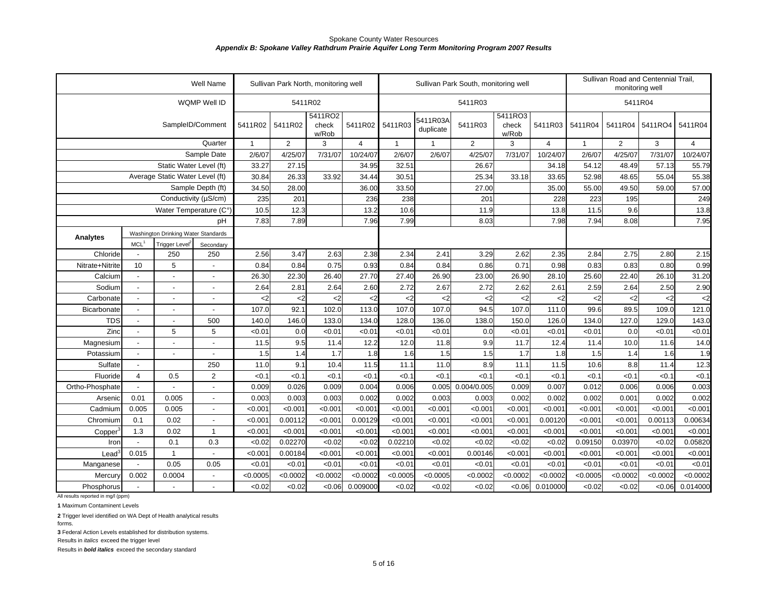Spokane County Water Resources

***Appendix B: Spokane Valley Rathdrum Prairie Aquifer Long Term Monitoring Program 2007 Results***

| | | | Well Name | Sullivan Park North, monitoring well | | | | Sullivan Park South, monitoring well | | | | | Sullivan Road and Centennial Trail, monitoring well | | | |
|---|---|---|---|---|---|---|---|---|---|---|---|---|---|---|---|---|
| | | | WQMP Well ID | 5411R02 | | | | 5411R03 | | | | | 5411R04 | | | |
| | | | SampleID/Comment | 5411R02 | 5411R02 | 5411RO2 check w/Rob | 5411R02 | 5411R03 | 5411R03A duplicate | 5411R03 | 5411RO3 check w/Rob | 5411R03 | 5411R04 | 5411R04 | 5411RO4 | 5411R04 |
| | | | Quarter | 1 | 2 | 3 | 4 | 1 | 1 | 2 | 3 | 4 | 1 | 2 | 3 | 4 |
| | | | Sample Date | 2/6/07 | 4/25/07 | 7/31/07 | 10/24/07 | 2/6/07 | 2/6/07 | 4/25/07 | 7/31/07 | 10/24/07 | 2/6/07 | 4/25/07 | 7/31/07 | 10/24/07 |
| | | | Static Water Level (ft) | 33.27 | 27.15 | | 34.95 | 32.51 | | 26.67 | | 34.18 | 54.12 | 48.49 | 57.13 | 55.79 |
| | | | Average Static Water Level (ft) | 30.84 | 26.33 | 33.92 | 34.44 | 30.51 | | 25.34 | 33.18 | 33.65 | 52.98 | 48.65 | 55.04 | 55.38 |
| | | | Sample Depth (ft) | 34.50 | 28.00 | | 36.00 | 33.50 | | 27.00 | | 35.00 | 55.00 | 49.50 | 59.00 | 57.00 |
| | | | Conductivity (µS/cm) | 235 | 201 | | 236 | 238 | | 201 | | 228 | 223 | 195 | | 249 |
| | | | Water Temperature (C°) | 10.5 | 12.3 | | 13.2 | 10.6 | | 11.9 | | 13.8 | 11.5 | 9.6 | | 13.8 |
| | | | pH | 7.83 | 7.89 | | 7.96 | 7.99 | | 8.03 | | 7.98 | 7.94 | 8.08 | | 7.95 |
| **Analytes** | Washington Drinking Water Standards | | | | | | | | | | | | | | | |
| | MCL[1] | Trigger Level[2] | Secondary | | | | | | | | | | | | | |
| Chloride | - | 250 | 250 | 2.56 | 3.47 | 2.63 | 2.38 | 2.34 | 2.41 | 3.29 | 2.62 | 2.35 | 2.84 | 2.75 | 2.80 | 2.15 |
| Nitrate+Nitrite | 10 | 5 | - | 0.84 | 0.84 | 0.75 | 0.93 | 0.84 | 0.84 | 0.86 | 0.71 | 0.98 | 0.83 | 0.83 | 0.80 | 0.99 |
| Calcium | - | - | - | 26.30 | 22.30 | 26.40 | 27.70 | 27.40 | 26.90 | 23.00 | 26.90 | 28.10 | 25.60 | 22.40 | 26.10 | 31.20 |
| Sodium | - | - | - | 2.64 | 2.81 | 2.64 | 2.60 | 2.72 | 2.67 | 2.72 | 2.62 | 2.61 | 2.59 | 2.64 | 2.50 | 2.90 |
| Carbonate | - | - | - | <2 | <2 | <2 | <2 | <2 | <2 | <2 | <2 | <2 | <2 | <2 | <2 | <2 |
| Bicarbonate | - | - | - | 107.0 | 92.1 | 102.0 | 113.0 | 107.0 | 107.0 | 94.5 | 107.0 | 111.0 | 99.6 | 89.5 | 109.0 | 121.0 |
| TDS | - | - | 500 | 140.0 | 146.0 | 133.0 | 134.0 | 128.0 | 136.0 | 138.0 | 150.0 | 126.0 | 134.0 | 127.0 | 129.0 | 143.0 |
| Zinc | - | 5 | 5 | <0.01 | 0.0 | <0.01 | <0.01 | <0.01 | <0.01 | 0.0 | <0.01 | <0.01 | <0.01 | 0.0 | <0.01 | <0.01 |
| Magnesium | - | - | - | 11.5 | 9.5 | 11.4 | 12.2 | 12.0 | 11.8 | 9.9 | 11.7 | 12.4 | 11.4 | 10.0 | 11.6 | 14.0 |
| Potassium | - | - | - | 1.5 | 1.4 | 1.7 | 1.8 | 1.6 | 1.5 | 1.5 | 1.7 | 1.8 | 1.5 | 1.4 | 1.6 | 1.9 |
| Sulfate | - | | 250 | 11.0 | 9.1 | 10.4 | 11.5 | 11.1 | 11.0 | 8.9 | 11.1 | 11.5 | 10.6 | 8.8 | 11.4 | 12.3 |
| Fluoride | 4 | 0.5 | 2 | <0.1 | <0.1 | <0.1 | <0.1 | <0.1 | <0.1 | <0.1 | <0.1 | <0.1 | <0.1 | <0.1 | <0.1 | <0.1 |
| Ortho-Phosphate | - | - | - | 0.009 | 0.026 | 0.009 | 0.004 | 0.006 | 0.005 | 0.004/0.005 | 0.009 | 0.007 | 0.012 | 0.006 | 0.006 | 0.003 |
| Arsenic | 0.01 | 0.005 | - | 0.003 | 0.003 | 0.003 | 0.002 | 0.002 | 0.003 | 0.003 | 0.002 | 0.002 | 0.002 | 0.001 | 0.002 | 0.002 |
| Cadmium | 0.005 | 0.005 | - | <0.001 | <0.001 | <0.001 | <0.001 | <0.001 | <0.001 | <0.001 | <0.001 | <0.001 | <0.001 | <0.001 | <0.001 | <0.001 |
| Chromium | 0.1 | 0.02 | - | <0.001 | 0.00112 | <0.001 | 0.00129 | <0.001 | <0.001 | <0.001 | <0.001 | 0.00120 | <0.001 | <0.001 | 0.00113 | 0.00634 |
| Copper[3] | 1.3 | 0.02 | 1 | <0.001 | <0.001 | <0.001 | <0.001 | <0.001 | <0.001 | <0.001 | <0.001 | <0.001 | <0.001 | <0.001 | <0.001 | <0.001 |
| Iron | - | 0.1 | 0.3 | <0.02 | 0.02270 | <0.02 | <0.02 | 0.02210 | <0.02 | <0.02 | <0.02 | <0.02 | 0.09150 | 0.03970 | <0.02 | 0.05820 |
| Lead[3] | 0.015 | 1 | - | <0.001 | 0.00184 | <0.001 | <0.001 | <0.001 | <0.001 | 0.00146 | <0.001 | <0.001 | <0.001 | <0.001 | <0.001 | <0.001 |
| Manganese | - | 0.05 | 0.05 | <0.01 | <0.01 | <0.01 | <0.01 | <0.01 | <0.01 | <0.01 | <0.01 | <0.01 | <0.01 | <0.01 | <0.01 | <0.01 |
| Mercury | 0.002 | 0.0004 | - | <0.0005 | <0.0002 | <0.0002 | <0.0002 | <0.0005 | <0.0005 | <0.0002 | <0.0002 | <0.0002 | <0.0005 | <0.0002 | <0.0002 | <0.0002 |
| Phosphorus | - | - | - | <0.02 | <0.02 | <0.06 | 0.009000 | <0.02 | <0.02 | <0.02 | <0.06 | 0.010000 | <0.02 | <0.02 | <0.06 | 0.014000 |

All results reported in mg/l (ppm)

**1** Maximum Contaminent Levels

**2** Trigger level identified on WA Dept of Health analytical results forms.

**3** Federal Action Levels established for distribution systems.

Results in *italics* exceed the trigger level

Results in ***bold italics*** exceed the secondary standard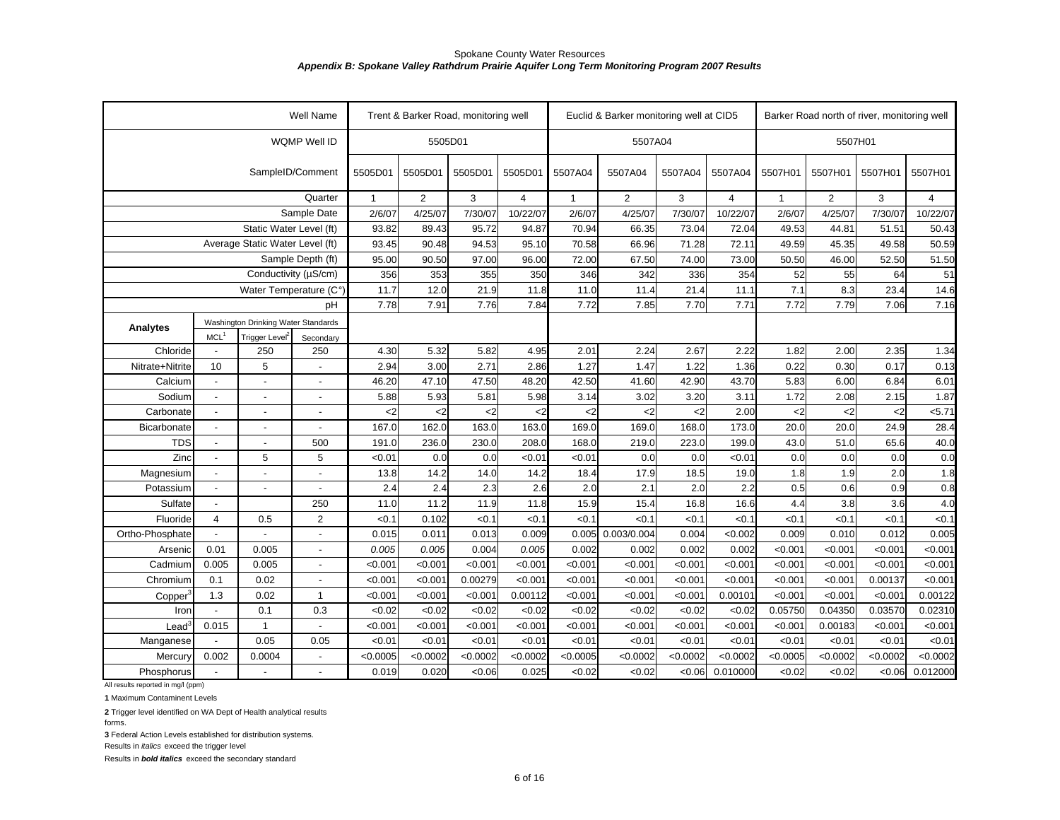Spokane County Water Resources

***Appendix B: Spokane Valley Rathdrum Prairie Aquifer Long Term Monitoring Program 2007 Results***

| | | | Well Name | Trent & Barker Road, monitoring well | | | | Euclid & Barker monitoring well at CID5 | | | | Barker Road north of river, monitoring well | | | |
|---|---|---|---|---|---|---|---|---|---|---|---|---|---|---|---|
| | | | WQMP Well ID | 5505D01 | | | | 5507A04 | | | | 5507H01 | | | |
| | | | SampleID/Comment | 5505D01 | 5505D01 | 5505D01 | 5505D01 | 5507A04 | 5507A04 | 5507A04 | 5507A04 | 5507H01 | 5507H01 | 5507H01 | 5507H01 |
| | | | Quarter | 1 | 2 | 3 | 4 | 1 | 2 | 3 | 4 | 1 | 2 | 3 | 4 |
| | | | Sample Date | 2/6/07 | 4/25/07 | 7/30/07 | 10/22/07 | 2/6/07 | 4/25/07 | 7/30/07 | 10/22/07 | 2/6/07 | 4/25/07 | 7/30/07 | 10/22/07 |
| | | | Static Water Level (ft) | 93.82 | 89.43 | 95.72 | 94.87 | 70.94 | 66.35 | 73.04 | 72.04 | 49.53 | 44.81 | 51.51 | 50.43 |
| | | | Average Static Water Level (ft) | 93.45 | 90.48 | 94.53 | 95.10 | 70.58 | 66.96 | 71.28 | 72.11 | 49.59 | 45.35 | 49.58 | 50.59 |
| | | | Sample Depth (ft) | 95.00 | 90.50 | 97.00 | 96.00 | 72.00 | 67.50 | 74.00 | 73.00 | 50.50 | 46.00 | 52.50 | 51.50 |
| | | | Conductivity (µS/cm) | 356 | 353 | 355 | 350 | 346 | 342 | 336 | 354 | 52 | 55 | 64 | 51 |
| | | | Water Temperature (C°) | 11.7 | 12.0 | 21.9 | 11.8 | 11.0 | 11.4 | 21.4 | 11.1 | 7.1 | 8.3 | 23.4 | 14.6 |
| | | | pH | 7.78 | 7.91 | 7.76 | 7.84 | 7.72 | 7.85 | 7.70 | 7.71 | 7.72 | 7.79 | 7.06 | 7.16 |
| **Analytes** | Washington Drinking Water Standards | | | | | | | | | | | | | | |
| | MCL[1] | Trigger Level[2] | Secondary | | | | | | | | | | | | |
| Chloride | - | 250 | 250 | 4.30 | 5.32 | 5.82 | 4.95 | 2.01 | 2.24 | 2.67 | 2.22 | 1.82 | 2.00 | 2.35 | 1.34 |
| Nitrate+Nitrite | 10 | 5 | - | 2.94 | 3.00 | 2.71 | 2.86 | 1.27 | 1.47 | 1.22 | 1.36 | 0.22 | 0.30 | 0.17 | 0.13 |
| Calcium | - | - | - | 46.20 | 47.10 | 47.50 | 48.20 | 42.50 | 41.60 | 42.90 | 43.70 | 5.83 | 6.00 | 6.84 | 6.01 |
| Sodium | - | - | - | 5.88 | 5.93 | 5.81 | 5.98 | 3.14 | 3.02 | 3.20 | 3.11 | 1.72 | 2.08 | 2.15 | 1.87 |
| Carbonate | - | - | - | <2 | <2 | <2 | <2 | <2 | <2 | <2 | 2.00 | <2 | <2 | <2 | <5.71 |
| Bicarbonate | - | - | - | 167.0 | 162.0 | 163.0 | 163.0 | 169.0 | 169.0 | 168.0 | 173.0 | 20.0 | 20.0 | 24.9 | 28.4 |
| TDS | - | - | 500 | 191.0 | 236.0 | 230.0 | 208.0 | 168.0 | 219.0 | 223.0 | 199.0 | 43.0 | 51.0 | 65.6 | 40.0 |
| Zinc | - | 5 | 5 | <0.01 | 0.0 | 0.0 | <0.01 | <0.01 | 0.0 | 0.0 | <0.01 | 0.0 | 0.0 | 0.0 | 0.0 |
| Magnesium | - | - | - | 13.8 | 14.2 | 14.0 | 14.2 | 18.4 | 17.9 | 18.5 | 19.0 | 1.8 | 1.9 | 2.0 | 1.8 |
| Potassium | - | - | - | 2.4 | 2.4 | 2.3 | 2.6 | 2.0 | 2.1 | 2.0 | 2.2 | 0.5 | 0.6 | 0.9 | 0.8 |
| Sulfate | - | | 250 | 11.0 | 11.2 | 11.9 | 11.8 | 15.9 | 15.4 | 16.8 | 16.6 | 4.4 | 3.8 | 3.6 | 4.0 |
| Fluoride | 4 | 0.5 | 2 | <0.1 | 0.102 | <0.1 | <0.1 | <0.1 | <0.1 | <0.1 | <0.1 | <0.1 | <0.1 | <0.1 | <0.1 |
| Ortho-Phosphate | - | - | - | 0.015 | 0.011 | 0.013 | 0.009 | 0.005 | 0.003/0.004 | 0.004 | <0.002 | 0.009 | 0.010 | 0.012 | 0.005 |
| Arsenic | 0.01 | 0.005 | - | *0.005* | *0.005* | 0.004 | *0.005* | 0.002 | 0.002 | 0.002 | 0.002 | <0.001 | <0.001 | <0.001 | <0.001 |
| Cadmium | 0.005 | 0.005 | - | <0.001 | <0.001 | <0.001 | <0.001 | <0.001 | <0.001 | <0.001 | <0.001 | <0.001 | <0.001 | <0.001 | <0.001 |
| Chromium | 0.1 | 0.02 | - | <0.001 | <0.001 | 0.00279 | <0.001 | <0.001 | <0.001 | <0.001 | <0.001 | <0.001 | <0.001 | 0.00137 | <0.001 |
| Copper[3] | 1.3 | 0.02 | 1 | <0.001 | <0.001 | <0.001 | 0.00112 | <0.001 | <0.001 | <0.001 | 0.00101 | <0.001 | <0.001 | <0.001 | 0.00122 |
| Iron | - | 0.1 | 0.3 | <0.02 | <0.02 | <0.02 | <0.02 | <0.02 | <0.02 | <0.02 | <0.02 | 0.05750 | 0.04350 | 0.03570 | 0.02310 |
| Lead[3] | 0.015 | 1 | - | <0.001 | <0.001 | <0.001 | <0.001 | <0.001 | <0.001 | <0.001 | <0.001 | <0.001 | 0.00183 | <0.001 | <0.001 |
| Manganese | - | 0.05 | 0.05 | <0.01 | <0.01 | <0.01 | <0.01 | <0.01 | <0.01 | <0.01 | <0.01 | <0.01 | <0.01 | <0.01 | <0.01 |
| Mercury | 0.002 | 0.0004 | - | <0.0005 | <0.0002 | <0.0002 | <0.0002 | <0.0005 | <0.0002 | <0.0002 | <0.0002 | <0.0005 | <0.0002 | <0.0002 | <0.0002 |
| Phosphorus | - | - | - | 0.019 | 0.020 | <0.06 | 0.025 | <0.02 | <0.02 | <0.06 | 0.010000 | <0.02 | <0.02 | <0.06 | 0.012000 |

All results reported in mg/l (ppm)

**1** Maximum Contaminent Levels

**2** Trigger level identified on WA Dept of Health analytical results forms.

**3** Federal Action Levels established for distribution systems.

Results in *italics* exceed the trigger level

Results in ***bold italics*** exceed the secondary standard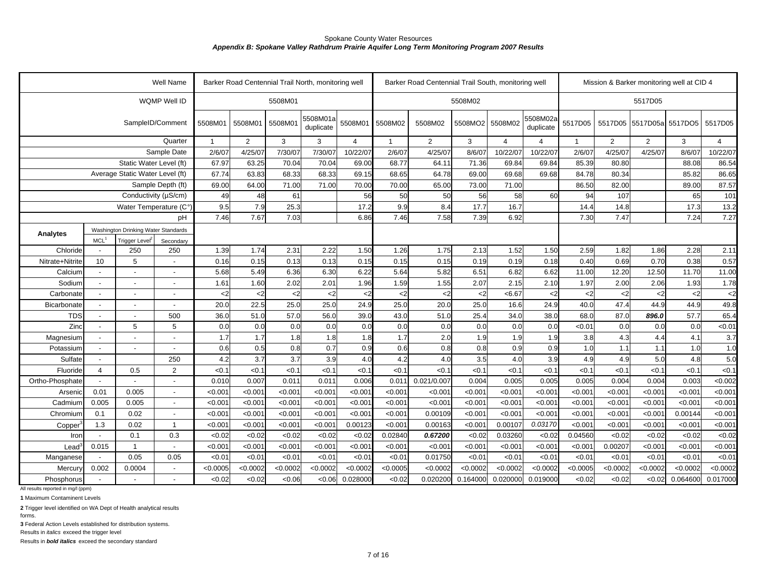Spokane County Water Resources

***Appendix B: Spokane Valley Rathdrum Prairie Aquifer Long Term Monitoring Program 2007 Results***

| Well Name | | | | Barker Road Centennial Trail North, monitoring well | | | | | Barker Road Centennial Trail South, monitoring well | | | | | Mission & Barker monitoring well at CID 4 | | | | |
|---|---|---|---|---|---|---|---|---|---|---|---|---|---|---|---|---|---|---|
| WQMP Well ID | | | | 5508M01 | | | | | 5508M02 | | | | | 5517D05 | | | | |
| SampleID/Comment | | | | 5508M01 | 5508M01 | 5508M01 | 5508M01a duplicate | 5508M01 | 5508M02 | 5508M02 | 5508MO2 | 5508M02 | 5508M02a duplicate | 5517D05 | 5517D05 | 5517D05a | 5517DO5 | 5517D05 |
| Quarter | | | | 1 | 2 | 3 | 3 | 4 | 1 | 2 | 3 | 4 | 4 | 1 | 2 | 2 | 3 | 4 |
| Sample Date | | | | 2/6/07 | 4/25/07 | 7/30/07 | 7/30/07 | 10/22/07 | 2/6/07 | 4/25/07 | 8/6/07 | 10/22/07 | 10/22/07 | 2/6/07 | 4/25/07 | 4/25/07 | 8/6/07 | 10/22/07 |
| Static Water Level (ft) | | | | 67.97 | 63.25 | 70.04 | 70.04 | 69.00 | 68.77 | 64.11 | 71.36 | 69.84 | 69.84 | 85.39 | 80.80 | | 88.08 | 86.54 |
| Average Static Water Level (ft) | | | | 67.74 | 63.83 | 68.33 | 68.33 | 69.15 | 68.65 | 64.78 | 69.00 | 69.68 | 69.68 | 84.78 | 80.34 | | 85.82 | 86.65 |
| Sample Depth (ft) | | | | 69.00 | 64.00 | 71.00 | 71.00 | 70.00 | 70.00 | 65.00 | 73.00 | 71.00 | | 86.50 | 82.00 | | 89.00 | 87.57 |
| Conductivity (µS/cm) | | | | 49 | 48 | 61 | | 56 | 50 | 50 | 56 | 58 | 60 | 94 | 107 | | 65 | 101 |
| Water Temperature (C°) | | | | 9.5 | 7.9 | 25.3 | | 17.2 | 9.9 | 8.4 | 17.7 | 16.7 | | 14.4 | 14.8 | | 17.3 | 13.2 |
| pH | | | | 7.46 | 7.67 | 7.03 | | 6.86 | 7.46 | 7.58 | 7.39 | 6.92 | | 7.30 | 7.47 | | 7.24 | 7.27 |
| **Analytes** | Washington Drinking Water Standards | | | | | | | | | | | | | | | | | |
| | MCL[1] | Trigger Level[2] | Secondary | | | | | | | | | | | | | | | |
| Chloride | - | 250 | 250 | 1.39 | 1.74 | 2.31 | 2.22 | 1.50 | 1.26 | 1.75 | 2.13 | 1.52 | 1.50 | 2.59 | 1.82 | 1.86 | 2.28 | 2.11 |
| Nitrate+Nitrite | 10 | 5 | - | 0.16 | 0.15 | 0.13 | 0.13 | 0.15 | 0.15 | 0.15 | 0.19 | 0.19 | 0.18 | 0.40 | 0.69 | 0.70 | 0.38 | 0.57 |
| Calcium | - | - | - | 5.68 | 5.49 | 6.36 | 6.30 | 6.22 | 5.64 | 5.82 | 6.51 | 6.82 | 6.62 | 11.00 | 12.20 | 12.50 | 11.70 | 11.00 |
| Sodium | - | - | - | 1.61 | 1.60 | 2.02 | 2.01 | 1.96 | 1.59 | 1.55 | 2.07 | 2.15 | 2.10 | 1.97 | 2.00 | 2.06 | 1.93 | 1.78 |
| Carbonate | - | - | - | <2 | <2 | <2 | <2 | <2 | <2 | <2 | <2 | <6.67 | <2 | <2 | <2 | <2 | <2 | <2 |
| Bicarbonate | - | - | - | 20.0 | 22.5 | 25.0 | 25.0 | 24.9 | 25.0 | 20.0 | 25.0 | 16.6 | 24.9 | 40.0 | 47.4 | 44.9 | 44.9 | 49.8 |
| TDS | - | - | 500 | 36.0 | 51.0 | 57.0 | 56.0 | 39.0 | 43.0 | 51.0 | 25.4 | 34.0 | 38.0 | 68.0 | 87.0 | ***896.0*** | 57.7 | 65.4 |
| Zinc | - | 5 | 5 | 0.0 | 0.0 | 0.0 | 0.0 | 0.0 | 0.0 | 0.0 | 0.0 | 0.0 | 0.0 | <0.01 | 0.0 | 0.0 | 0.0 | <0.01 |
| Magnesium | - | - | - | 1.7 | 1.7 | 1.8 | 1.8 | 1.8 | 1.7 | 2.0 | 1.9 | 1.9 | 1.9 | 3.8 | 4.3 | 4.4 | 4.1 | 3.7 |
| Potassium | - | - | - | 0.6 | 0.5 | 0.8 | 0.7 | 0.9 | 0.6 | 0.8 | 0.8 | 0.9 | 0.9 | 1.0 | 1.1 | 1.1 | 1.0 | 1.0 |
| Sulfate | - | | 250 | 4.2 | 3.7 | 3.7 | 3.9 | 4.0 | 4.2 | 4.0 | 3.5 | 4.0 | 3.9 | 4.9 | 4.9 | 5.0 | 4.8 | 5.0 |
| Fluoride | 4 | 0.5 | 2 | <0.1 | <0.1 | <0.1 | <0.1 | <0.1 | <0.1 | <0.1 | <0.1 | <0.1 | <0.1 | <0.1 | <0.1 | <0.1 | <0.1 | <0.1 |
| Ortho-Phosphate | - | - | - | 0.010 | 0.007 | 0.011 | 0.011 | 0.006 | 0.011 | 0.021/0.007 | 0.004 | 0.005 | 0.005 | 0.005 | 0.004 | 0.004 | 0.003 | <0.002 |
| Arsenic | 0.01 | 0.005 | - | <0.001 | <0.001 | <0.001 | <0.001 | <0.001 | <0.001 | <0.001 | <0.001 | <0.001 | <0.001 | <0.001 | <0.001 | <0.001 | <0.001 | <0.001 |
| Cadmium | 0.005 | 0.005 | - | <0.001 | <0.001 | <0.001 | <0.001 | <0.001 | <0.001 | <0.001 | <0.001 | <0.001 | <0.001 | <0.001 | <0.001 | <0.001 | <0.001 | <0.001 |
| Chromium | 0.1 | 0.02 | - | <0.001 | <0.001 | <0.001 | <0.001 | <0.001 | <0.001 | 0.00109 | <0.001 | <0.001 | <0.001 | <0.001 | <0.001 | <0.001 | 0.00144 | <0.001 |
| Copper[3] | 1.3 | 0.02 | 1 | <0.001 | <0.001 | <0.001 | <0.001 | 0.00123 | <0.001 | 0.00163 | <0.001 | 0.00107 | *0.03170* | <0.001 | <0.001 | <0.001 | <0.001 | <0.001 |
| Iron | - | 0.1 | 0.3 | <0.02 | <0.02 | <0.02 | <0.02 | <0.02 | 0.02840 | ***0.67200*** | <0.02 | 0.03260 | <0.02 | 0.04560 | <0.02 | <0.02 | <0.02 | <0.02 |
| Lead[3] | 0.015 | 1 | - | <0.001 | <0.001 | <0.001 | <0.001 | <0.001 | <0.001 | <0.001 | <0.001 | <0.001 | <0.001 | <0.001 | 0.00207 | <0.001 | <0.001 | <0.001 |
| Manganese | - | 0.05 | 0.05 | <0.01 | <0.01 | <0.01 | <0.01 | <0.01 | <0.01 | 0.01750 | <0.01 | <0.01 | <0.01 | <0.01 | <0.01 | <0.01 | <0.01 | <0.01 |
| Mercury | 0.002 | 0.0004 | - | <0.0005 | <0.0002 | <0.0002 | <0.0002 | <0.0002 | <0.0005 | <0.0002 | <0.0002 | <0.0002 | <0.0002 | <0.0005 | <0.0002 | <0.0002 | <0.0002 | <0.0002 |
| Phosphorus | - | - | - | <0.02 | <0.02 | <0.06 | <0.06 | 0.028000 | <0.02 | 0.020200 | 0.164000 | 0.020000 | 0.019000 | <0.02 | <0.02 | <0.02 | 0.064600 | 0.017000 |

All results reported in mg/l (ppm)

**1** Maximum Contaminent Levels

**2** Trigger level identified on WA Dept of Health analytical results forms.

**3** Federal Action Levels established for distribution systems.

Results in *italics* exceed the trigger level

Results in ***bold italics*** exceed the secondary standard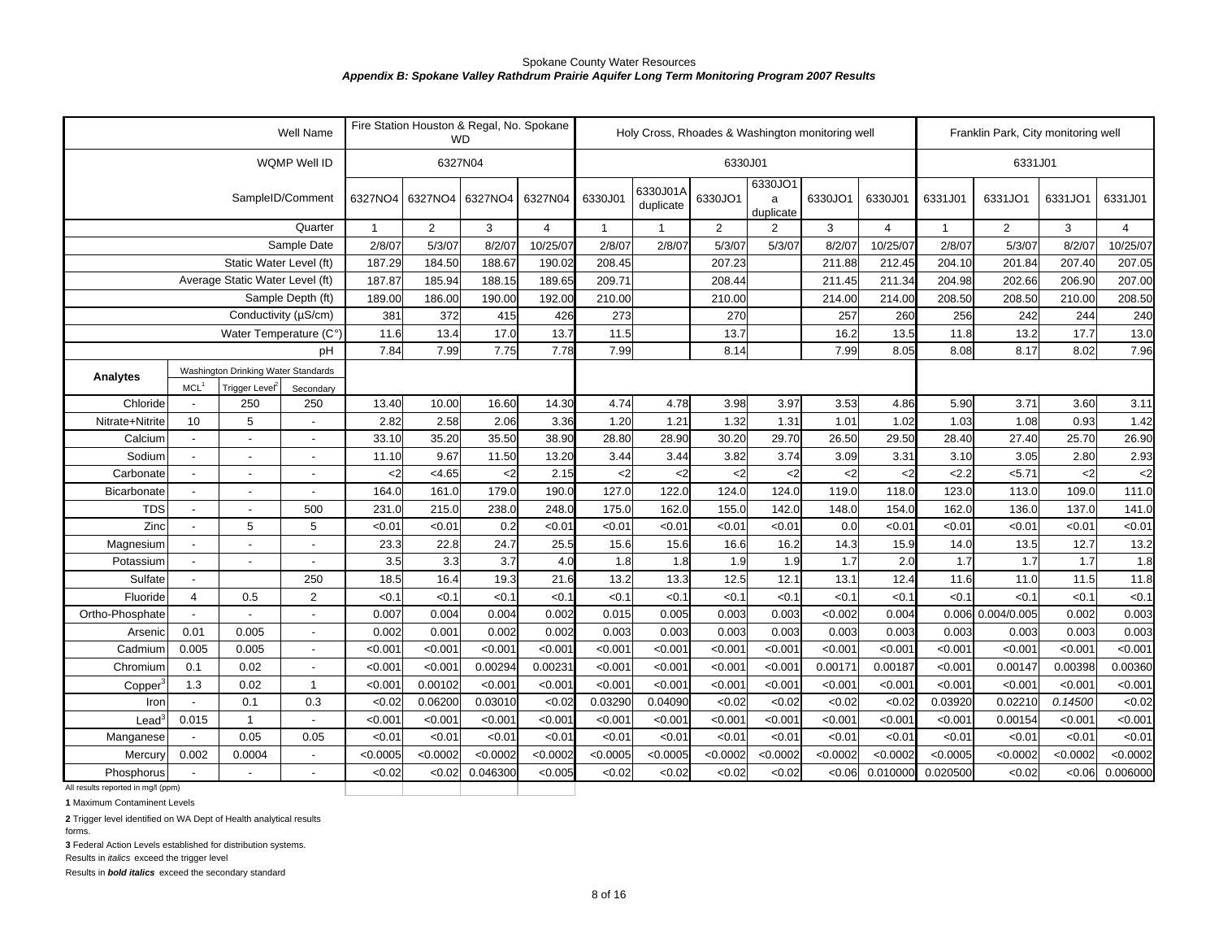Spokane County Water Resources

***Appendix B: Spokane Valley Rathdrum Prairie Aquifer Long Term Monitoring Program 2007 Results***

| | | | Well Name | Fire Station Houston & Regal, No. Spokane WD | | | | Holy Cross, Rhoades & Washington monitoring well | | | | | | Franklin Park, City monitoring well | | | |
|---|---|---|---|---|---|---|---|---|---|---|---|---|---|---|---|---|---|
| | | | WQMP Well ID | 6327N04 | | | | 6330J01 | | | | | | 6331J01 | | | |
| | | | SampleID/Comment | 6327NO4 | 6327NO4 | 6327NO4 | 6327N04 | 6330J01 | 6330J01A duplicate | 6330JO1 | 6330JO1 a duplicate | 6330JO1 | 6330J01 | 6331J01 | 6331JO1 | 6331JO1 | 6331J01 |
| | | | Quarter | 1 | 2 | 3 | 4 | 1 | 1 | 2 | 2 | 3 | 4 | 1 | 2 | 3 | 4 |
| | | | Sample Date | 2/8/07 | 5/3/07 | 8/2/07 | 10/25/07 | 2/8/07 | 2/8/07 | 5/3/07 | 5/3/07 | 8/2/07 | 10/25/07 | 2/8/07 | 5/3/07 | 8/2/07 | 10/25/07 |
| | | | Static Water Level (ft) | 187.29 | 184.50 | 188.67 | 190.02 | 208.45 | | 207.23 | | 211.88 | 212.45 | 204.10 | 201.84 | 207.40 | 207.05 |
| | | | Average Static Water Level (ft) | 187.87 | 185.94 | 188.15 | 189.65 | 209.71 | | 208.44 | | 211.45 | 211.34 | 204.98 | 202.66 | 206.90 | 207.00 |
| | | | Sample Depth (ft) | 189.00 | 186.00 | 190.00 | 192.00 | 210.00 | | 210.00 | | 214.00 | 214.00 | 208.50 | 208.50 | 210.00 | 208.50 |
| | | | Conductivity (µS/cm) | 381 | 372 | 415 | 426 | 273 | | 270 | | 257 | 260 | 256 | 242 | 244 | 240 |
| | | | Water Temperature (C°) | 11.6 | 13.4 | 17.0 | 13.7 | 11.5 | | 13.7 | | 16.2 | 13.5 | 11.8 | 13.2 | 17.7 | 13.0 |
| | | | pH | 7.84 | 7.99 | 7.75 | 7.78 | 7.99 | | 8.14 | | 7.99 | 8.05 | 8.08 | 8.17 | 8.02 | 7.96 |
| **Analytes** | Washington Drinking Water Standards | | | | | | | | | | | | | | | | |
| | MCL[1] | Trigger Level[2] | Secondary | | | | | | | | | | | | | | |
| Chloride | - | 250 | 250 | 13.40 | 10.00 | 16.60 | 14.30 | 4.74 | 4.78 | 3.98 | 3.97 | 3.53 | 4.86 | 5.90 | 3.71 | 3.60 | 3.11 |
| Nitrate+Nitrite | 10 | 5 | - | 2.82 | 2.58 | 2.06 | 3.36 | 1.20 | 1.21 | 1.32 | 1.31 | 1.01 | 1.02 | 1.03 | 1.08 | 0.93 | 1.42 |
| Calcium | - | - | - | 33.10 | 35.20 | 35.50 | 38.90 | 28.80 | 28.90 | 30.20 | 29.70 | 26.50 | 29.50 | 28.40 | 27.40 | 25.70 | 26.90 |
| Sodium | - | - | - | 11.10 | 9.67 | 11.50 | 13.20 | 3.44 | 3.44 | 3.82 | 3.74 | 3.09 | 3.31 | 3.10 | 3.05 | 2.80 | 2.93 |
| Carbonate | - | - | - | <2 | <4.65 | <2 | 2.15 | <2 | <2 | <2 | <2 | <2 | <2 | <2.2 | <5.71 | <2 | <2 |
| Bicarbonate | - | - | - | 164.0 | 161.0 | 179.0 | 190.0 | 127.0 | 122.0 | 124.0 | 124.0 | 119.0 | 118.0 | 123.0 | 113.0 | 109.0 | 111.0 |
| TDS | - | - | 500 | 231.0 | 215.0 | 238.0 | 248.0 | 175.0 | 162.0 | 155.0 | 142.0 | 148.0 | 154.0 | 162.0 | 136.0 | 137.0 | 141.0 |
| Zinc | - | 5 | 5 | <0.01 | <0.01 | 0.2 | <0.01 | <0.01 | <0.01 | <0.01 | <0.01 | 0.0 | <0.01 | <0.01 | <0.01 | <0.01 | <0.01 |
| Magnesium | - | - | - | 23.3 | 22.8 | 24.7 | 25.5 | 15.6 | 15.6 | 16.6 | 16.2 | 14.3 | 15.9 | 14.0 | 13.5 | 12.7 | 13.2 |
| Potassium | - | - | - | 3.5 | 3.3 | 3.7 | 4.0 | 1.8 | 1.8 | 1.9 | 1.9 | 1.7 | 2.0 | 1.7 | 1.7 | 1.7 | 1.8 |
| Sulfate | - | | 250 | 18.5 | 16.4 | 19.3 | 21.6 | 13.2 | 13.3 | 12.5 | 12.1 | 13.1 | 12.4 | 11.6 | 11.0 | 11.5 | 11.8 |
| Fluoride | 4 | 0.5 | 2 | <0.1 | <0.1 | <0.1 | <0.1 | <0.1 | <0.1 | <0.1 | <0.1 | <0.1 | <0.1 | <0.1 | <0.1 | <0.1 | <0.1 |
| Ortho-Phosphate | - | - | - | 0.007 | 0.004 | 0.004 | 0.002 | 0.015 | 0.005 | 0.003 | 0.003 | <0.002 | 0.004 | 0.006 | 0.004/0.005 | 0.002 | 0.003 |
| Arsenic | 0.01 | 0.005 | - | 0.002 | 0.001 | 0.002 | 0.002 | 0.003 | 0.003 | 0.003 | 0.003 | 0.003 | 0.003 | 0.003 | 0.003 | 0.003 | 0.003 |
| Cadmium | 0.005 | 0.005 | - | <0.001 | <0.001 | <0.001 | <0.001 | <0.001 | <0.001 | <0.001 | <0.001 | <0.001 | <0.001 | <0.001 | <0.001 | <0.001 | <0.001 |
| Chromium | 0.1 | 0.02 | - | <0.001 | <0.001 | 0.00294 | 0.00231 | <0.001 | <0.001 | <0.001 | <0.001 | 0.00171 | 0.00187 | <0.001 | 0.00147 | 0.00398 | 0.00360 |
| Copper[3] | 1.3 | 0.02 | 1 | <0.001 | 0.00102 | <0.001 | <0.001 | <0.001 | <0.001 | <0.001 | <0.001 | <0.001 | <0.001 | <0.001 | <0.001 | <0.001 | <0.001 |
| Iron | - | 0.1 | 0.3 | <0.02 | 0.06200 | 0.03010 | <0.02 | 0.03290 | 0.04090 | <0.02 | <0.02 | <0.02 | <0.02 | 0.03920 | 0.02210 | *0.14500* | <0.02 |
| Lead[3] | 0.015 | 1 | - | <0.001 | <0.001 | <0.001 | <0.001 | <0.001 | <0.001 | <0.001 | <0.001 | <0.001 | <0.001 | <0.001 | 0.00154 | <0.001 | <0.001 |
| Manganese | - | 0.05 | 0.05 | <0.01 | <0.01 | <0.01 | <0.01 | <0.01 | <0.01 | <0.01 | <0.01 | <0.01 | <0.01 | <0.01 | <0.01 | <0.01 | <0.01 |
| Mercury | 0.002 | 0.0004 | - | <0.0005 | <0.0002 | <0.0002 | <0.0002 | <0.0005 | <0.0005 | <0.0002 | <0.0002 | <0.0002 | <0.0002 | <0.0005 | <0.0002 | <0.0002 | <0.0002 |
| Phosphorus | - | - | - | <0.02 | <0.02 | 0.046300 | <0.005 | <0.02 | <0.02 | <0.02 | <0.02 | <0.06 | 0.010000 | 0.020500 | <0.02 | <0.06 | 0.006000 |

All results reported in mg/l (ppm)

**1** Maximum Contaminent Levels

**2** Trigger level identified on WA Dept of Health analytical results forms.

**3** Federal Action Levels established for distribution systems.

Results in *italics* exceed the trigger level

Results in ***bold italics*** exceed the secondary standard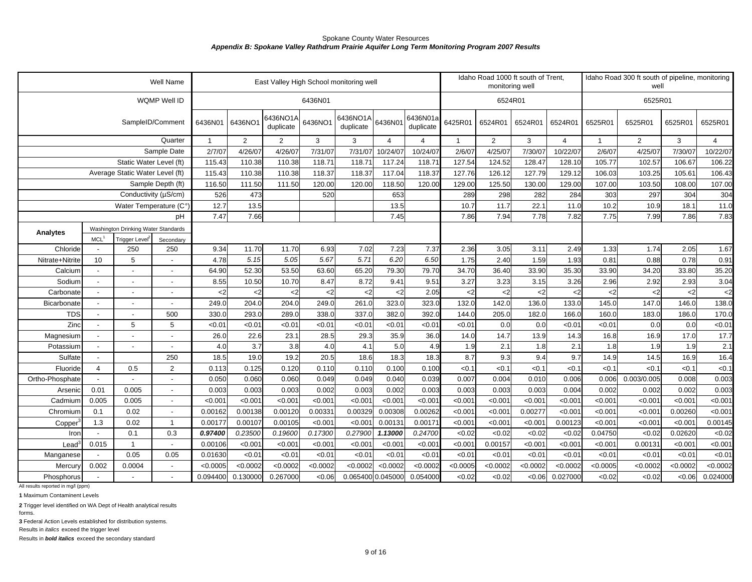Spokane County Water Resources

***Appendix B: Spokane Valley Rathdrum Prairie Aquifer Long Term Monitoring Program 2007 Results***

| Well Name | | | | East Valley High School monitoring well | | | | | | | Idaho Road 1000 ft south of Trent, monitoring well | | | | Idaho Road 300 ft south of pipeline, monitoring well | | | |
|---|---|---|---|---|---|---|---|---|---|---|---|---|---|---|---|---|---|---|
| WQMP Well ID | | | | 6436N01 | | | | | | | 6524R01 | | | | 6525R01 | | | |
| SampleID/Comment | | | | 6436N01 | 6436NO1 | 6436NO1A duplicate | 6436NO1 | 6436NO1A duplicate | 6436N01 | 6436N01a duplicate | 6425R01 | 6524R01 | 6524R01 | 6524R01 | 6525R01 | 6525R01 | 6525R01 | 6525R01 |
| Quarter | | | | 1 | 2 | 2 | 3 | 3 | 4 | 4 | 1 | 2 | 3 | 4 | 1 | 2 | 3 | 4 |
| Sample Date | | | | 2/7/07 | 4/26/07 | 4/26/07 | 7/31/07 | 7/31/07 | 10/24/07 | 10/24/07 | 2/6/07 | 4/25/07 | 7/30/07 | 10/22/07 | 2/6/07 | 4/25/07 | 7/30/07 | 10/22/07 |
| Static Water Level (ft) | | | | 115.43 | 110.38 | 110.38 | 118.71 | 118.71 | 117.24 | 118.71 | 127.54 | 124.52 | 128.47 | 128.10 | 105.77 | 102.57 | 106.67 | 106.22 |
| Average Static Water Level (ft) | | | | 115.43 | 110.38 | 110.38 | 118.37 | 118.37 | 117.04 | 118.37 | 127.76 | 126.12 | 127.79 | 129.12 | 106.03 | 103.25 | 105.61 | 106.43 |
| Sample Depth (ft) | | | | 116.50 | 111.50 | 111.50 | 120.00 | 120.00 | 118.50 | 120.00 | 129.00 | 125.50 | 130.00 | 129.00 | 107.00 | 103.50 | 108.00 | 107.00 |
| Conductivity (µS/cm) | | | | 526 | 473 | | 520 | | 653 | | 289 | 298 | 282 | 284 | 303 | 297 | 304 | 304 |
| Water Temperature (C°) | | | | 12.7 | 13.5 | | | | 13.5 | | 10.7 | 11.7 | 22.1 | 11.0 | 10.2 | 10.9 | 18.1 | 11.0 |
| pH | | | | 7.47 | 7.66 | | | | 7.45 | | 7.86 | 7.94 | 7.78 | 7.82 | 7.75 | 7.99 | 7.86 | 7.83 |
| Analytes | Washington Drinking Water Standards | | | | | | | | | | | | | | | | | |
| | MCL[1] | Trigger Level[2] | Secondary | | | | | | | | | | | | | | | |
| Chloride | - | 250 | 250 | 9.34 | 11.70 | 11.70 | 6.93 | 7.02 | 7.23 | 7.37 | 2.36 | 3.05 | 3.11 | 2.49 | 1.33 | 1.74 | 2.05 | 1.67 |
| Nitrate+Nitrite | 10 | 5 | - | 4.78 | *5.15* | *5.05* | *5.67* | *5.71* | *6.20* | *6.50* | 1.75 | 2.40 | 1.59 | 1.93 | 0.81 | 0.88 | 0.78 | 0.91 |
| Calcium | - | - | - | 64.90 | 52.30 | 53.50 | 63.60 | 65.20 | 79.30 | 79.70 | 34.70 | 36.40 | 33.90 | 35.30 | 33.90 | 34.20 | 33.80 | 35.20 |
| Sodium | - | - | - | 8.55 | 10.50 | 10.70 | 8.47 | 8.72 | 9.41 | 9.51 | 3.27 | 3.23 | 3.15 | 3.26 | 2.96 | 2.92 | 2.93 | 3.04 |
| Carbonate | - | - | - | <2 | <2 | <2 | <2 | <2 | <2 | 2.05 | <2 | <2 | <2 | <2 | <2 | <2 | <2 | <2 |
| Bicarbonate | - | - | - | 249.0 | 204.0 | 204.0 | 249.0 | 261.0 | 323.0 | 323.0 | 132.0 | 142.0 | 136.0 | 133.0 | 145.0 | 147.0 | 146.0 | 138.0 |
| TDS | - | - | 500 | 330.0 | 293.0 | 289.0 | 338.0 | 337.0 | 382.0 | 392.0 | 144.0 | 205.0 | 182.0 | 166.0 | 160.0 | 183.0 | 186.0 | 170.0 |
| Zinc | - | 5 | 5 | <0.01 | <0.01 | <0.01 | <0.01 | <0.01 | <0.01 | <0.01 | <0.01 | 0.0 | 0.0 | <0.01 | <0.01 | 0.0 | 0.0 | <0.01 |
| Magnesium | - | - | - | 26.0 | 22.6 | 23.1 | 28.5 | 29.3 | 35.9 | 36.0 | 14.0 | 14.7 | 13.9 | 14.3 | 16.8 | 16.9 | 17.0 | 17.7 |
| Potassium | - | - | - | 4.0 | 3.7 | 3.8 | 4.0 | 4.1 | 5.0 | 4.9 | 1.9 | 2.1 | 1.8 | 2.1 | 1.8 | 1.9 | 1.9 | 2.1 |
| Sulfate | - | | 250 | 18.5 | 19.0 | 19.2 | 20.5 | 18.6 | 18.3 | 18.3 | 8.7 | 9.3 | 9.4 | 9.7 | 14.9 | 14.5 | 16.9 | 16.4 |
| Fluoride | 4 | 0.5 | 2 | 0.113 | 0.125 | 0.120 | 0.110 | 0.110 | 0.100 | 0.100 | <0.1 | <0.1 | <0.1 | <0.1 | <0.1 | <0.1 | <0.1 | <0.1 |
| Ortho-Phosphate | - | - | - | 0.050 | 0.060 | 0.060 | 0.049 | 0.049 | 0.040 | 0.039 | 0.007 | 0.004 | 0.010 | 0.006 | 0.006 | 0.003/0.005 | 0.008 | 0.003 |
| Arsenic | 0.01 | 0.005 | - | 0.003 | 0.003 | 0.003 | 0.002 | 0.003 | 0.002 | 0.003 | 0.003 | 0.003 | 0.003 | 0.004 | 0.002 | 0.002 | 0.002 | 0.003 |
| Cadmium | 0.005 | 0.005 | - | <0.001 | <0.001 | <0.001 | <0.001 | <0.001 | <0.001 | <0.001 | <0.001 | <0.001 | <0.001 | <0.001 | <0.001 | <0.001 | <0.001 | <0.001 |
| Chromium | 0.1 | 0.02 | - | 0.00162 | 0.00138 | 0.00120 | 0.00331 | 0.00329 | 0.00308 | 0.00262 | <0.001 | <0.001 | 0.00277 | <0.001 | <0.001 | <0.001 | 0.00260 | <0.001 |
| Copper[3] | 1.3 | 0.02 | 1 | 0.00177 | 0.00107 | 0.00105 | <0.001 | <0.001 | 0.00131 | 0.00171 | <0.001 | <0.001 | <0.001 | 0.00123 | <0.001 | <0.001 | <0.001 | 0.00145 |
| Iron | - | 0.1 | 0.3 | ***0.97400*** | *0.23500* | *0.19600* | *0.17300* | *0.27900* | ***1.13000*** | *0.24700* | <0.02 | <0.02 | <0.02 | <0.02 | 0.04750 | <0.02 | 0.02620 | <0.02 |
| Lead[3] | 0.015 | 1 | - | 0.00106 | <0.001 | <0.001 | <0.001 | <0.001 | <0.001 | <0.001 | <0.001 | 0.00157 | <0.001 | <0.001 | <0.001 | 0.00131 | <0.001 | <0.001 |
| Manganese | - | 0.05 | 0.05 | 0.01630 | <0.01 | <0.01 | <0.01 | <0.01 | <0.01 | <0.01 | <0.01 | <0.01 | <0.01 | <0.01 | <0.01 | <0.01 | <0.01 | <0.01 |
| Mercury | 0.002 | 0.0004 | - | <0.0005 | <0.0002 | <0.0002 | <0.0002 | <0.0002 | <0.0002 | <0.0002 | <0.0005 | <0.0002 | <0.0002 | <0.0002 | <0.0005 | <0.0002 | <0.0002 | <0.0002 |
| Phosphorus | - | - | - | 0.094400 | 0.130000 | 0.267000 | <0.06 | 0.065400 | 0.045000 | 0.054000 | <0.02 | <0.02 | <0.06 | 0.027000 | <0.02 | <0.02 | <0.06 | 0.024000 |

All results reported in mg/l (ppm)

**1** Maximum Contaminent Levels

**2** Trigger level identified on WA Dept of Health analytical results forms.

**3** Federal Action Levels established for distribution systems.

Results in *italics* exceed the trigger level

Results in ***bold italics*** exceed the secondary standard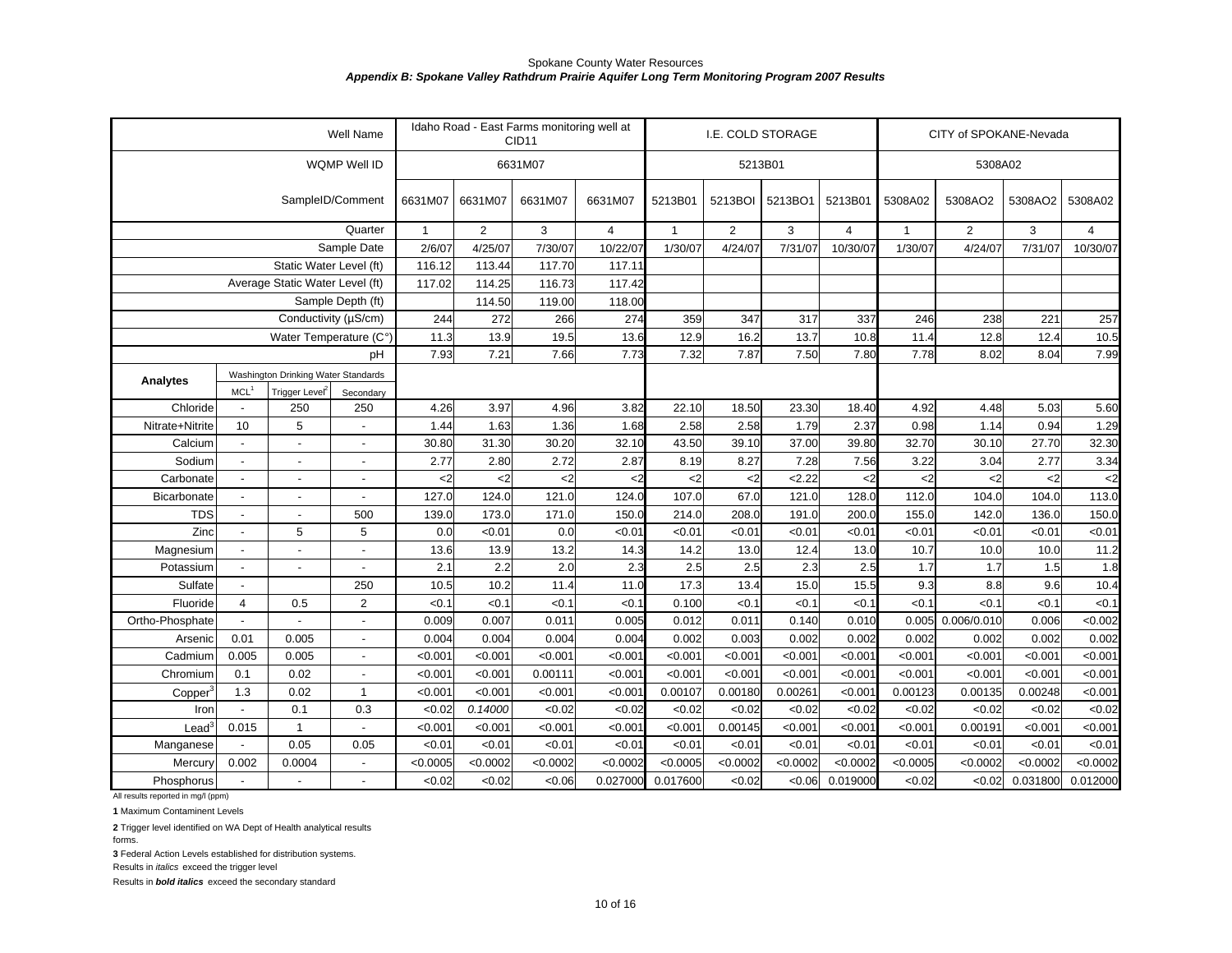Spokane County Water Resources

***Appendix B: Spokane Valley Rathdrum Prairie Aquifer Long Term Monitoring Program 2007 Results***

| | | | Well Name | Idaho Road - East Farms monitoring well at CID11 | | | | I.E. COLD STORAGE | | | | CITY of SPOKANE-Nevada | | | |
|---|---|---|---|---|---|---|---|---|---|---|---|---|---|---|---|
| | | | WQMP Well ID | 6631M07 | | | | 5213B01 | | | | 5308A02 | | | |
| | | | SampleID/Comment | 6631M07 | 6631M07 | 6631M07 | 6631M07 | 5213B01 | 5213BOI | 5213BO1 | 5213B01 | 5308A02 | 5308AO2 | 5308AO2 | 5308A02 |
| | | | Quarter | 1 | 2 | 3 | 4 | 1 | 2 | 3 | 4 | 1 | 2 | 3 | 4 |
| | | | Sample Date | 2/6/07 | 4/25/07 | 7/30/07 | 10/22/07 | 1/30/07 | 4/24/07 | 7/31/07 | 10/30/07 | 1/30/07 | 4/24/07 | 7/31/07 | 10/30/07 |
| | | | Static Water Level (ft) | 116.12 | 113.44 | 117.70 | 117.11 | | | | | | | | |
| | | | Average Static Water Level (ft) | 117.02 | 114.25 | 116.73 | 117.42 | | | | | | | | |
| | | | Sample Depth (ft) | | 114.50 | 119.00 | 118.00 | | | | | | | | |
| | | | Conductivity (µS/cm) | 244 | 272 | 266 | 274 | 359 | 347 | 317 | 337 | 246 | 238 | 221 | 257 |
| | | | Water Temperature (C°) | 11.3 | 13.9 | 19.5 | 13.6 | 12.9 | 16.2 | 13.7 | 10.8 | 11.4 | 12.8 | 12.4 | 10.5 |
| | | | pH | 7.93 | 7.21 | 7.66 | 7.73 | 7.32 | 7.87 | 7.50 | 7.80 | 7.78 | 8.02 | 8.04 | 7.99 |
| **Analytes** | Washington Drinking Water Standards | | | | | | | | | | | | | | |
| | MCL[1] | Trigger Level[2] | Secondary | | | | | | | | | | | | |
| Chloride | - | 250 | 250 | 4.26 | 3.97 | 4.96 | 3.82 | 22.10 | 18.50 | 23.30 | 18.40 | 4.92 | 4.48 | 5.03 | 5.60 |
| Nitrate+Nitrite | 10 | 5 | - | 1.44 | 1.63 | 1.36 | 1.68 | 2.58 | 2.58 | 1.79 | 2.37 | 0.98 | 1.14 | 0.94 | 1.29 |
| Calcium | - | - | - | 30.80 | 31.30 | 30.20 | 32.10 | 43.50 | 39.10 | 37.00 | 39.80 | 32.70 | 30.10 | 27.70 | 32.30 |
| Sodium | - | - | - | 2.77 | 2.80 | 2.72 | 2.87 | 8.19 | 8.27 | 7.28 | 7.56 | 3.22 | 3.04 | 2.77 | 3.34 |
| Carbonate | - | - | - | <2 | <2 | <2 | <2 | <2 | <2 | <2.22 | <2 | <2 | <2 | <2 | <2 |
| Bicarbonate | - | - | - | 127.0 | 124.0 | 121.0 | 124.0 | 107.0 | 67.0 | 121.0 | 128.0 | 112.0 | 104.0 | 104.0 | 113.0 |
| TDS | - | - | 500 | 139.0 | 173.0 | 171.0 | 150.0 | 214.0 | 208.0 | 191.0 | 200.0 | 155.0 | 142.0 | 136.0 | 150.0 |
| Zinc | - | 5 | 5 | 0.0 | <0.01 | 0.0 | <0.01 | <0.01 | <0.01 | <0.01 | <0.01 | <0.01 | <0.01 | <0.01 | <0.01 |
| Magnesium | - | - | - | 13.6 | 13.9 | 13.2 | 14.3 | 14.2 | 13.0 | 12.4 | 13.0 | 10.7 | 10.0 | 10.0 | 11.2 |
| Potassium | - | - | - | 2.1 | 2.2 | 2.0 | 2.3 | 2.5 | 2.5 | 2.3 | 2.5 | 1.7 | 1.7 | 1.5 | 1.8 |
| Sulfate | - | | 250 | 10.5 | 10.2 | 11.4 | 11.0 | 17.3 | 13.4 | 15.0 | 15.5 | 9.3 | 8.8 | 9.6 | 10.4 |
| Fluoride | 4 | 0.5 | 2 | <0.1 | <0.1 | <0.1 | <0.1 | 0.100 | <0.1 | <0.1 | <0.1 | <0.1 | <0.1 | <0.1 | <0.1 |
| Ortho-Phosphate | - | - | - | 0.009 | 0.007 | 0.011 | 0.005 | 0.012 | 0.011 | 0.140 | 0.010 | 0.005 | 0.006/0.010 | 0.006 | <0.002 |
| Arsenic | 0.01 | 0.005 | - | 0.004 | 0.004 | 0.004 | 0.004 | 0.002 | 0.003 | 0.002 | 0.002 | 0.002 | 0.002 | 0.002 | 0.002 |
| Cadmium | 0.005 | 0.005 | - | <0.001 | <0.001 | <0.001 | <0.001 | <0.001 | <0.001 | <0.001 | <0.001 | <0.001 | <0.001 | <0.001 | <0.001 |
| Chromium | 0.1 | 0.02 | - | <0.001 | <0.001 | 0.00111 | <0.001 | <0.001 | <0.001 | <0.001 | <0.001 | <0.001 | <0.001 | <0.001 | <0.001 |
| Copper[3] | 1.3 | 0.02 | 1 | <0.001 | <0.001 | <0.001 | <0.001 | 0.00107 | 0.00180 | 0.00261 | <0.001 | 0.00123 | 0.00135 | 0.00248 | <0.001 |
| Iron | - | 0.1 | 0.3 | <0.02 | *0.14000* | <0.02 | <0.02 | <0.02 | <0.02 | <0.02 | <0.02 | <0.02 | <0.02 | <0.02 | <0.02 |
| Lead[3] | 0.015 | 1 | - | <0.001 | <0.001 | <0.001 | <0.001 | <0.001 | 0.00145 | <0.001 | <0.001 | <0.001 | 0.00191 | <0.001 | <0.001 |
| Manganese | - | 0.05 | 0.05 | <0.01 | <0.01 | <0.01 | <0.01 | <0.01 | <0.01 | <0.01 | <0.01 | <0.01 | <0.01 | <0.01 | <0.01 |
| Mercury | 0.002 | 0.0004 | - | <0.0005 | <0.0002 | <0.0002 | <0.0002 | <0.0005 | <0.0002 | <0.0002 | <0.0002 | <0.0005 | <0.0002 | <0.0002 | <0.0002 |
| Phosphorus | - | - | - | <0.02 | <0.02 | <0.06 | 0.027000 | 0.017600 | <0.02 | <0.06 | 0.019000 | <0.02 | <0.02 | 0.031800 | 0.012000 |

All results reported in mg/l (ppm)

**1** Maximum Contaminent Levels

**2** Trigger level identified on WA Dept of Health analytical results forms.

**3** Federal Action Levels established for distribution systems.

Results in *italics* exceed the trigger level

Results in ***bold italics*** exceed the secondary standard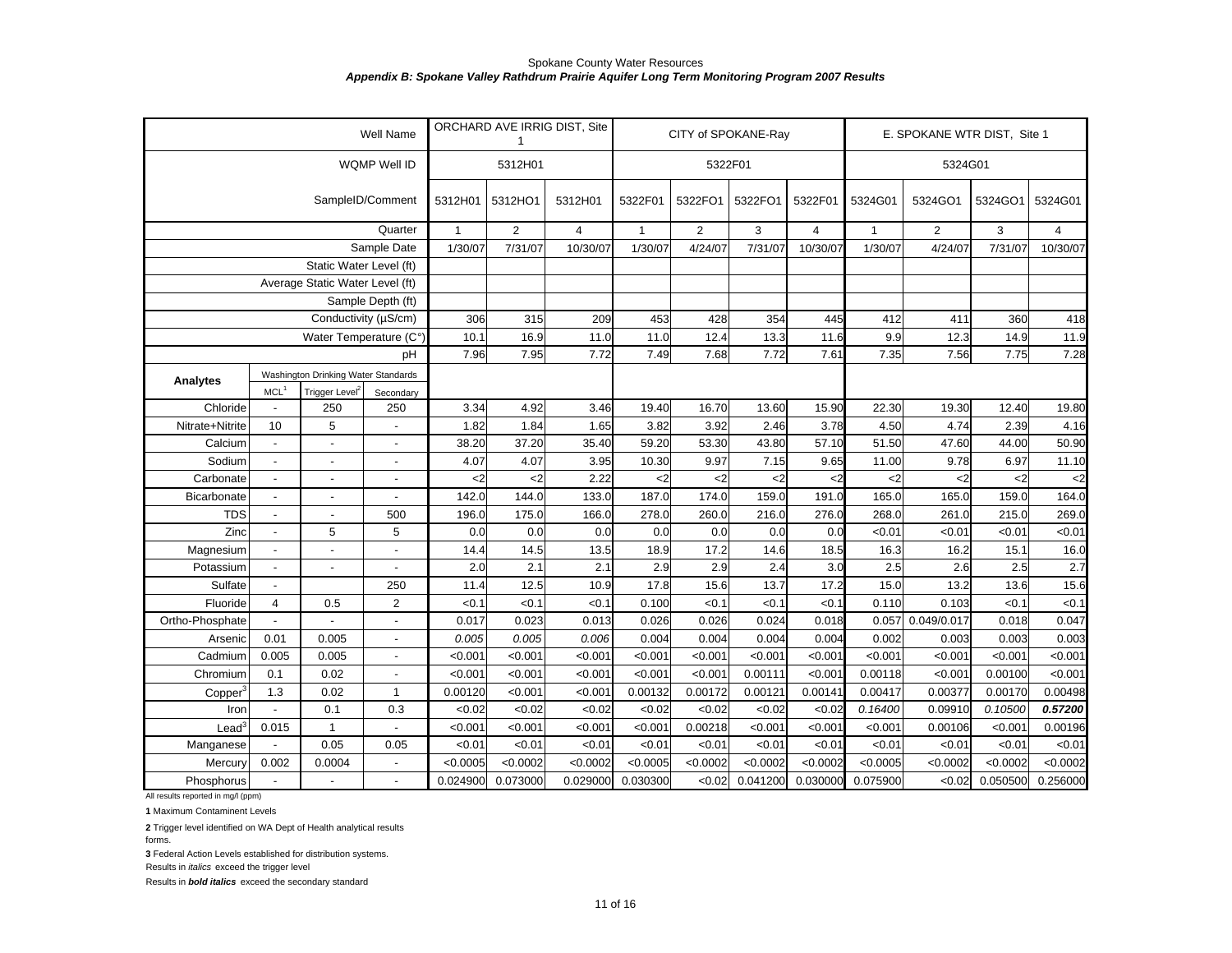Spokane County Water Resources

***Appendix B: Spokane Valley Rathdrum Prairie Aquifer Long Term Monitoring Program 2007 Results***

| Well Name | | | | ORCHARD AVE IRRIG DIST, Site 1 | | | CITY of SPOKANE-Ray | | | | E. SPOKANE WTR DIST, Site 1 | | | |
|---|---|---|---|---|---|---|---|---|---|---|---|---|---|---|
| WQMP Well ID | | | | 5312H01 | | | 5322F01 | | | | 5324G01 | | | |
| SampleID/Comment | | | | 5312H01 | 5312HO1 | 5312H01 | 5322F01 | 5322FO1 | 5322FO1 | 5322F01 | 5324G01 | 5324GO1 | 5324GO1 | 5324G01 |
| Quarter | | | | 1 | 2 | 4 | 1 | 2 | 3 | 4 | 1 | 2 | 3 | 4 |
| Sample Date | | | | 1/30/07 | 7/31/07 | 10/30/07 | 1/30/07 | 4/24/07 | 7/31/07 | 10/30/07 | 1/30/07 | 4/24/07 | 7/31/07 | 10/30/07 |
| Static Water Level (ft) | | | | | | | | | | | | | | |
| Average Static Water Level (ft) | | | | | | | | | | | | | | |
| Sample Depth (ft) | | | | | | | | | | | | | | |
| Conductivity (µS/cm) | | | | 306 | 315 | 209 | 453 | 428 | 354 | 445 | 412 | 411 | 360 | 418 |
| Water Temperature (C°) | | | | 10.1 | 16.9 | 11.0 | 11.0 | 12.4 | 13.3 | 11.6 | 9.9 | 12.3 | 14.9 | 11.9 |
| pH | | | | 7.96 | 7.95 | 7.72 | 7.49 | 7.68 | 7.72 | 7.61 | 7.35 | 7.56 | 7.75 | 7.28 |
| Analytes | Washington Drinking Water Standards | | | | | | | | | | | | | |
| | MCL[1] | Trigger Level[2] | Secondary | | | | | | | | | | | |
| Chloride | - | 250 | 250 | 3.34 | 4.92 | 3.46 | 19.40 | 16.70 | 13.60 | 15.90 | 22.30 | 19.30 | 12.40 | 19.80 |
| Nitrate+Nitrite | 10 | 5 | - | 1.82 | 1.84 | 1.65 | 3.82 | 3.92 | 2.46 | 3.78 | 4.50 | 4.74 | 2.39 | 4.16 |
| Calcium | - | - | - | 38.20 | 37.20 | 35.40 | 59.20 | 53.30 | 43.80 | 57.10 | 51.50 | 47.60 | 44.00 | 50.90 |
| Sodium | - | - | - | 4.07 | 4.07 | 3.95 | 10.30 | 9.97 | 7.15 | 9.65 | 11.00 | 9.78 | 6.97 | 11.10 |
| Carbonate | - | - | - | <2 | <2 | 2.22 | <2 | <2 | <2 | <2 | <2 | <2 | <2 | <2 |
| Bicarbonate | - | - | - | 142.0 | 144.0 | 133.0 | 187.0 | 174.0 | 159.0 | 191.0 | 165.0 | 165.0 | 159.0 | 164.0 |
| TDS | - | - | 500 | 196.0 | 175.0 | 166.0 | 278.0 | 260.0 | 216.0 | 276.0 | 268.0 | 261.0 | 215.0 | 269.0 |
| Zinc | - | 5 | 5 | 0.0 | 0.0 | 0.0 | 0.0 | 0.0 | 0.0 | 0.0 | <0.01 | <0.01 | <0.01 | <0.01 |
| Magnesium | - | - | - | 14.4 | 14.5 | 13.5 | 18.9 | 17.2 | 14.6 | 18.5 | 16.3 | 16.2 | 15.1 | 16.0 |
| Potassium | - | - | - | 2.0 | 2.1 | 2.1 | 2.9 | 2.9 | 2.4 | 3.0 | 2.5 | 2.6 | 2.5 | 2.7 |
| Sulfate | - | | 250 | 11.4 | 12.5 | 10.9 | 17.8 | 15.6 | 13.7 | 17.2 | 15.0 | 13.2 | 13.6 | 15.6 |
| Fluoride | 4 | 0.5 | 2 | <0.1 | <0.1 | <0.1 | 0.100 | <0.1 | <0.1 | <0.1 | 0.110 | 0.103 | <0.1 | <0.1 |
| Ortho-Phosphate | - | - | - | 0.017 | 0.023 | 0.013 | 0.026 | 0.026 | 0.024 | 0.018 | 0.057 | 0.049/0.017 | 0.018 | 0.047 |
| Arsenic | 0.01 | 0.005 | - | *0.005* | *0.005* | *0.006* | 0.004 | 0.004 | 0.004 | 0.004 | 0.002 | 0.003 | 0.003 | 0.003 |
| Cadmium | 0.005 | 0.005 | - | <0.001 | <0.001 | <0.001 | <0.001 | <0.001 | <0.001 | <0.001 | <0.001 | <0.001 | <0.001 | <0.001 |
| Chromium | 0.1 | 0.02 | - | <0.001 | <0.001 | <0.001 | <0.001 | <0.001 | 0.00111 | <0.001 | 0.00118 | <0.001 | 0.00100 | <0.001 |
| Copper[3] | 1.3 | 0.02 | 1 | 0.00120 | <0.001 | <0.001 | 0.00132 | 0.00172 | 0.00121 | 0.00141 | 0.00417 | 0.00377 | 0.00170 | 0.00498 |
| Iron | - | 0.1 | 0.3 | <0.02 | <0.02 | <0.02 | <0.02 | <0.02 | <0.02 | <0.02 | *0.16400* | 0.09910 | *0.10500* | ***0.57200*** |
| Lead[3] | 0.015 | 1 | - | <0.001 | <0.001 | <0.001 | <0.001 | 0.00218 | <0.001 | <0.001 | <0.001 | 0.00106 | <0.001 | 0.00196 |
| Manganese | - | 0.05 | 0.05 | <0.01 | <0.01 | <0.01 | <0.01 | <0.01 | <0.01 | <0.01 | <0.01 | <0.01 | <0.01 | <0.01 |
| Mercury | 0.002 | 0.0004 | - | <0.0005 | <0.0002 | <0.0002 | <0.0005 | <0.0002 | <0.0002 | <0.0002 | <0.0005 | <0.0002 | <0.0002 | <0.0002 |
| Phosphorus | - | - | - | 0.024900 | 0.073000 | 0.029000 | 0.030300 | <0.02 | 0.041200 | 0.030000 | 0.075900 | <0.02 | 0.050500 | 0.256000 |

All results reported in mg/l (ppm)

**1** Maximum Contaminent Levels

**2** Trigger level identified on WA Dept of Health analytical results forms.

**3** Federal Action Levels established for distribution systems.

Results in *italics* exceed the trigger level

Results in ***bold italics*** exceed the secondary standard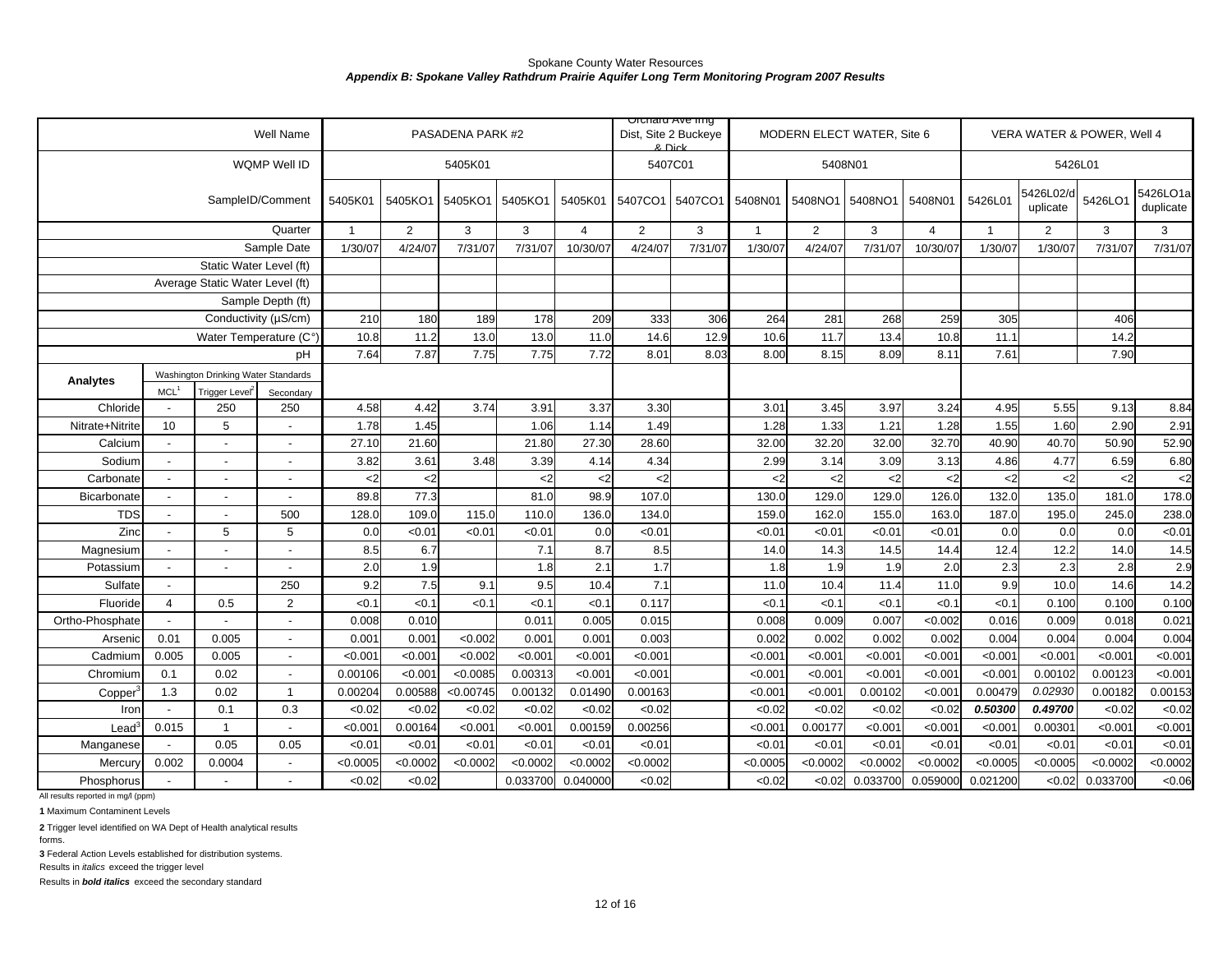Spokane County Water Resources

***Appendix B: Spokane Valley Rathdrum Prairie Aquifer Long Term Monitoring Program 2007 Results***

| | | | Well Name | PASADENA PARK #2 | | | | | Orchard Ave Irrig Dist, Site 2 Buckeye & Dick | | MODERN ELECT WATER, Site 6 | | | | VERA WATER & POWER, Well 4 | | | |
|---|---|---|---|---|---|---|---|---|---|---|---|---|---|---|---|---|---|---|
| | | | WQMP Well ID | 5405K01 | | | | | 5407C01 | | 5408N01 | | | | 5426L01 | | | |
| | | | SampleID/Comment | 5405K01 | 5405KO1 | 5405KO1 | 5405KO1 | 5405K01 | 5407CO1 | 5407CO1 | 5408N01 | 5408NO1 | 5408NO1 | 5408N01 | 5426L01 | 5426L02/duplicate | 5426LO1 | 5426LO1a duplicate |
| | | | Quarter | 1 | 2 | 3 | 3 | 4 | 2 | 3 | 1 | 2 | 3 | 4 | 1 | 2 | 3 | 3 |
| | | | Sample Date | 1/30/07 | 4/24/07 | 7/31/07 | 7/31/07 | 10/30/07 | 4/24/07 | 7/31/07 | 1/30/07 | 4/24/07 | 7/31/07 | 10/30/07 | 1/30/07 | 1/30/07 | 7/31/07 | 7/31/07 |
| | | | Static Water Level (ft) | | | | | | | | | | | | | | | |
| | | | Average Static Water Level (ft) | | | | | | | | | | | | | | | |
| | | | Sample Depth (ft) | | | | | | | | | | | | | | | |
| | | | Conductivity (µS/cm) | 210 | 180 | 189 | 178 | 209 | 333 | 306 | 264 | 281 | 268 | 259 | 305 | | 406 | |
| | | | Water Temperature (C°) | 10.8 | 11.2 | 13.0 | 13.0 | 11.0 | 14.6 | 12.9 | 10.6 | 11.7 | 13.4 | 10.8 | 11.1 | | 14.2 | |
| | | | pH | 7.64 | 7.87 | 7.75 | 7.75 | 7.72 | 8.01 | 8.03 | 8.00 | 8.15 | 8.09 | 8.11 | 7.61 | | 7.90 | |
| Analytes | Washington Drinking Water Standards | | | | | | | | | | | | | | | | | |
| | MCL[1] | Trigger Level[2] | Secondary | | | | | | | | | | | | | | | |
| Chloride | - | 250 | 250 | 4.58 | 4.42 | 3.74 | 3.91 | 3.37 | 3.30 | | 3.01 | 3.45 | 3.97 | 3.24 | 4.95 | 5.55 | 9.13 | 8.84 |
| Nitrate+Nitrite | 10 | 5 | - | 1.78 | 1.45 | | 1.06 | 1.14 | 1.49 | | 1.28 | 1.33 | 1.21 | 1.28 | 1.55 | 1.60 | 2.90 | 2.91 |
| Calcium | - | - | - | 27.10 | 21.60 | | 21.80 | 27.30 | 28.60 | | 32.00 | 32.20 | 32.00 | 32.70 | 40.90 | 40.70 | 50.90 | 52.90 |
| Sodium | - | - | - | 3.82 | 3.61 | 3.48 | 3.39 | 4.14 | 4.34 | | 2.99 | 3.14 | 3.09 | 3.13 | 4.86 | 4.77 | 6.59 | 6.80 |
| Carbonate | - | - | - | <2 | <2 | | <2 | <2 | <2 | | <2 | <2 | <2 | <2 | <2 | <2 | <2 | <2 |
| Bicarbonate | - | - | - | 89.8 | 77.3 | | 81.0 | 98.9 | 107.0 | | 130.0 | 129.0 | 129.0 | 126.0 | 132.0 | 135.0 | 181.0 | 178.0 |
| TDS | - | - | 500 | 128.0 | 109.0 | 115.0 | 110.0 | 136.0 | 134.0 | | 159.0 | 162.0 | 155.0 | 163.0 | 187.0 | 195.0 | 245.0 | 238.0 |
| Zinc | - | 5 | 5 | 0.0 | <0.01 | <0.01 | <0.01 | 0.0 | <0.01 | | <0.01 | <0.01 | <0.01 | <0.01 | 0.0 | 0.0 | 0.0 | <0.01 |
| Magnesium | - | - | - | 8.5 | 6.7 | | 7.1 | 8.7 | 8.5 | | 14.0 | 14.3 | 14.5 | 14.4 | 12.4 | 12.2 | 14.0 | 14.5 |
| Potassium | - | - | - | 2.0 | 1.9 | | 1.8 | 2.1 | 1.7 | | 1.8 | 1.9 | 1.9 | 2.0 | 2.3 | 2.3 | 2.8 | 2.9 |
| Sulfate | - | | 250 | 9.2 | 7.5 | 9.1 | 9.5 | 10.4 | 7.1 | | 11.0 | 10.4 | 11.4 | 11.0 | 9.9 | 10.0 | 14.6 | 14.2 |
| Fluoride | 4 | 0.5 | 2 | <0.1 | <0.1 | <0.1 | <0.1 | <0.1 | 0.117 | | <0.1 | <0.1 | <0.1 | <0.1 | <0.1 | 0.100 | 0.100 | 0.100 |
| Ortho-Phosphate | - | - | - | 0.008 | 0.010 | | 0.011 | 0.005 | 0.015 | | 0.008 | 0.009 | 0.007 | <0.002 | 0.016 | 0.009 | 0.018 | 0.021 |
| Arsenic | 0.01 | 0.005 | - | 0.001 | 0.001 | <0.002 | 0.001 | 0.001 | 0.003 | | 0.002 | 0.002 | 0.002 | 0.002 | 0.004 | 0.004 | 0.004 | 0.004 |
| Cadmium | 0.005 | 0.005 | - | <0.001 | <0.001 | <0.002 | <0.001 | <0.001 | <0.001 | | <0.001 | <0.001 | <0.001 | <0.001 | <0.001 | <0.001 | <0.001 | <0.001 |
| Chromium | 0.1 | 0.02 | - | 0.00106 | <0.001 | <0.0085 | 0.00313 | <0.001 | <0.001 | | <0.001 | <0.001 | <0.001 | <0.001 | <0.001 | 0.00102 | 0.00123 | <0.001 |
| Copper[3] | 1.3 | 0.02 | 1 | 0.00204 | 0.00588 | <0.00745 | 0.00132 | 0.01490 | 0.00163 | | <0.001 | <0.001 | 0.00102 | <0.001 | 0.00479 | *0.02930* | 0.00182 | 0.00153 |
| Iron | - | 0.1 | 0.3 | <0.02 | <0.02 | <0.02 | <0.02 | <0.02 | <0.02 | | <0.02 | <0.02 | <0.02 | <0.02 | ***0.50300*** | ***0.49700*** | <0.02 | <0.02 |
| Lead[3] | 0.015 | 1 | - | <0.001 | 0.00164 | <0.001 | <0.001 | 0.00159 | 0.00256 | | <0.001 | 0.00177 | <0.001 | <0.001 | <0.001 | 0.00301 | <0.001 | <0.001 |
| Manganese | - | 0.05 | 0.05 | <0.01 | <0.01 | <0.01 | <0.01 | <0.01 | <0.01 | | <0.01 | <0.01 | <0.01 | <0.01 | <0.01 | <0.01 | <0.01 | <0.01 |
| Mercury | 0.002 | 0.0004 | - | <0.0005 | <0.0002 | <0.0002 | <0.0002 | <0.0002 | <0.0002 | | <0.0005 | <0.0002 | <0.0002 | <0.0002 | <0.0005 | <0.0005 | <0.0002 | <0.0002 |
| Phosphorus | - | - | - | <0.02 | <0.02 | | 0.033700 | 0.040000 | <0.02 | | <0.02 | <0.02 | 0.033700 | 0.059000 | 0.021200 | <0.02 | 0.033700 | <0.06 |

All results reported in mg/l (ppm)

**1** Maximum Contaminent Levels

**2** Trigger level identified on WA Dept of Health analytical results forms.

**3** Federal Action Levels established for distribution systems.

Results in *italics* exceed the trigger level

Results in ***bold italics*** exceed the secondary standard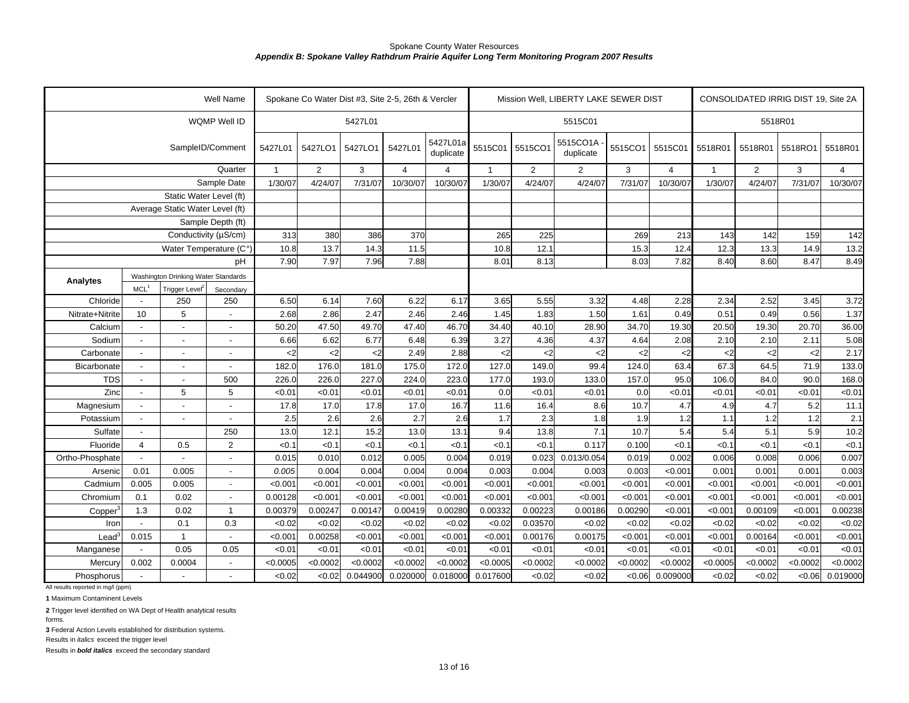Spokane County Water Resources

***Appendix B: Spokane Valley Rathdrum Prairie Aquifer Long Term Monitoring Program 2007 Results***

| | | | Well Name | Spokane Co Water Dist #3, Site 2-5, 26th & Vercler | | | | | Mission Well, LIBERTY LAKE SEWER DIST | | | | | CONSOLIDATED IRRIG DIST 19, Site 2A | | | |
|---|---|---|---|---|---|---|---|---|---|---|---|---|---|---|---|---|---|
| | | | WQMP Well ID | 5427L01 | | | | | 5515C01 | | | | | 5518R01 | | | |
| | | | SampleID/Comment | 5427L01 | 5427LO1 | 5427LO1 | 5427L01 | 5427L01a duplicate | 5515C01 | 5515CO1 | 5515CO1A - duplicate | 5515CO1 | 5515C01 | 5518R01 | 5518R01 | 5518RO1 | 5518R01 |
| | | | Quarter | 1 | 2 | 3 | 4 | 4 | 1 | 2 | 2 | 3 | 4 | 1 | 2 | 3 | 4 |
| | | | Sample Date | 1/30/07 | 4/24/07 | 7/31/07 | 10/30/07 | 10/30/07 | 1/30/07 | 4/24/07 | 4/24/07 | 7/31/07 | 10/30/07 | 1/30/07 | 4/24/07 | 7/31/07 | 10/30/07 |
| | | | Static Water Level (ft) | | | | | | | | | | | | | | |
| | | | Average Static Water Level (ft) | | | | | | | | | | | | | | |
| | | | Sample Depth (ft) | | | | | | | | | | | | | | |
| | | | Conductivity (µS/cm) | 313 | 380 | 386 | 370 | | 265 | 225 | | 269 | 213 | 143 | 142 | 159 | 142 |
| | | | Water Temperature (C°) | 10.8 | 13.7 | 14.3 | 11.5 | | 10.8 | 12.1 | | 15.3 | 12.4 | 12.3 | 13.3 | 14.9 | 13.2 |
| | | | pH | 7.90 | 7.97 | 7.96 | 7.88 | | 8.01 | 8.13 | | 8.03 | 7.82 | 8.40 | 8.60 | 8.47 | 8.49 |
| **Analytes** | Washington Drinking Water Standards | | | | | | | | | | | | | | | | |
| | MCL[1] | Trigger Level[2] | Secondary | | | | | | | | | | | | | | |
| Chloride | - | 250 | 250 | 6.50 | 6.14 | 7.60 | 6.22 | 6.17 | 3.65 | 5.55 | 3.32 | 4.48 | 2.28 | 2.34 | 2.52 | 3.45 | 3.72 |
| Nitrate+Nitrite | 10 | 5 | - | 2.68 | 2.86 | 2.47 | 2.46 | 2.46 | 1.45 | 1.83 | 1.50 | 1.61 | 0.49 | 0.51 | 0.49 | 0.56 | 1.37 |
| Calcium | - | - | - | 50.20 | 47.50 | 49.70 | 47.40 | 46.70 | 34.40 | 40.10 | 28.90 | 34.70 | 19.30 | 20.50 | 19.30 | 20.70 | 36.00 |
| Sodium | - | - | - | 6.66 | 6.62 | 6.77 | 6.48 | 6.39 | 3.27 | 4.36 | 4.37 | 4.64 | 2.08 | 2.10 | 2.10 | 2.11 | 5.08 |
| Carbonate | - | - | - | <2 | <2 | <2 | 2.49 | 2.88 | <2 | <2 | <2 | <2 | <2 | <2 | <2 | <2 | 2.17 |
| Bicarbonate | - | - | - | 182.0 | 176.0 | 181.0 | 175.0 | 172.0 | 127.0 | 149.0 | 99.4 | 124.0 | 63.4 | 67.3 | 64.5 | 71.9 | 133.0 |
| TDS | - | - | 500 | 226.0 | 226.0 | 227.0 | 224.0 | 223.0 | 177.0 | 193.0 | 133.0 | 157.0 | 95.0 | 106.0 | 84.0 | 90.0 | 168.0 |
| Zinc | - | 5 | 5 | <0.01 | <0.01 | <0.01 | <0.01 | <0.01 | 0.0 | <0.01 | <0.01 | 0.0 | <0.01 | <0.01 | <0.01 | <0.01 | <0.01 |
| Magnesium | - | - | - | 17.8 | 17.0 | 17.8 | 17.0 | 16.7 | 11.6 | 16.4 | 8.6 | 10.7 | 4.7 | 4.9 | 4.7 | 5.2 | 11.1 |
| Potassium | - | - | - | 2.5 | 2.6 | 2.6 | 2.7 | 2.6 | 1.7 | 2.3 | 1.8 | 1.9 | 1.2 | 1.1 | 1.2 | 1.2 | 2.1 |
| Sulfate | - | | 250 | 13.0 | 12.1 | 15.2 | 13.0 | 13.1 | 9.4 | 13.8 | 7.1 | 10.7 | 5.4 | 5.4 | 5.1 | 5.9 | 10.2 |
| Fluoride | 4 | 0.5 | 2 | <0.1 | <0.1 | <0.1 | <0.1 | <0.1 | <0.1 | <0.1 | 0.117 | 0.100 | <0.1 | <0.1 | <0.1 | <0.1 | <0.1 |
| Ortho-Phosphate | - | - | - | 0.015 | 0.010 | 0.012 | 0.005 | 0.004 | 0.019 | 0.023 | 0.013/0.054 | 0.019 | 0.002 | 0.006 | 0.008 | 0.006 | 0.007 |
| Arsenic | 0.01 | 0.005 | - | *0.005* | 0.004 | 0.004 | 0.004 | 0.004 | 0.003 | 0.004 | 0.003 | 0.003 | <0.001 | 0.001 | 0.001 | 0.001 | 0.003 |
| Cadmium | 0.005 | 0.005 | - | <0.001 | <0.001 | <0.001 | <0.001 | <0.001 | <0.001 | <0.001 | <0.001 | <0.001 | <0.001 | <0.001 | <0.001 | <0.001 | <0.001 |
| Chromium | 0.1 | 0.02 | - | 0.00128 | <0.001 | <0.001 | <0.001 | <0.001 | <0.001 | <0.001 | <0.001 | <0.001 | <0.001 | <0.001 | <0.001 | <0.001 | <0.001 |
| Copper[3] | 1.3 | 0.02 | 1 | 0.00379 | 0.00247 | 0.00147 | 0.00419 | 0.00280 | 0.00332 | 0.00223 | 0.00186 | 0.00290 | <0.001 | <0.001 | 0.00109 | <0.001 | 0.00238 |
| Iron | - | 0.1 | 0.3 | <0.02 | <0.02 | <0.02 | <0.02 | <0.02 | <0.02 | 0.03570 | <0.02 | <0.02 | <0.02 | <0.02 | <0.02 | <0.02 | <0.02 |
| Lead[3] | 0.015 | 1 | - | <0.001 | 0.00258 | <0.001 | <0.001 | <0.001 | <0.001 | 0.00176 | 0.00175 | <0.001 | <0.001 | <0.001 | 0.00164 | <0.001 | <0.001 |
| Manganese | - | 0.05 | 0.05 | <0.01 | <0.01 | <0.01 | <0.01 | <0.01 | <0.01 | <0.01 | <0.01 | <0.01 | <0.01 | <0.01 | <0.01 | <0.01 | <0.01 |
| Mercury | 0.002 | 0.0004 | - | <0.0005 | <0.0002 | <0.0002 | <0.0002 | <0.0002 | <0.0005 | <0.0002 | <0.0002 | <0.0002 | <0.0002 | <0.0005 | <0.0002 | <0.0002 | <0.0002 |
| Phosphorus | - | - | - | <0.02 | <0.02 | 0.044900 | 0.020000 | 0.018000 | 0.017600 | <0.02 | <0.02 | <0.06 | 0.009000 | <0.02 | <0.02 | <0.06 | 0.019000 |

All results reported in mg/l (ppm)

**1** Maximum Contaminent Levels

**2** Trigger level identified on WA Dept of Health analytical results forms.

**3** Federal Action Levels established for distribution systems.

Results in *italics* exceed the trigger level

Results in ***bold italics*** exceed the secondary standard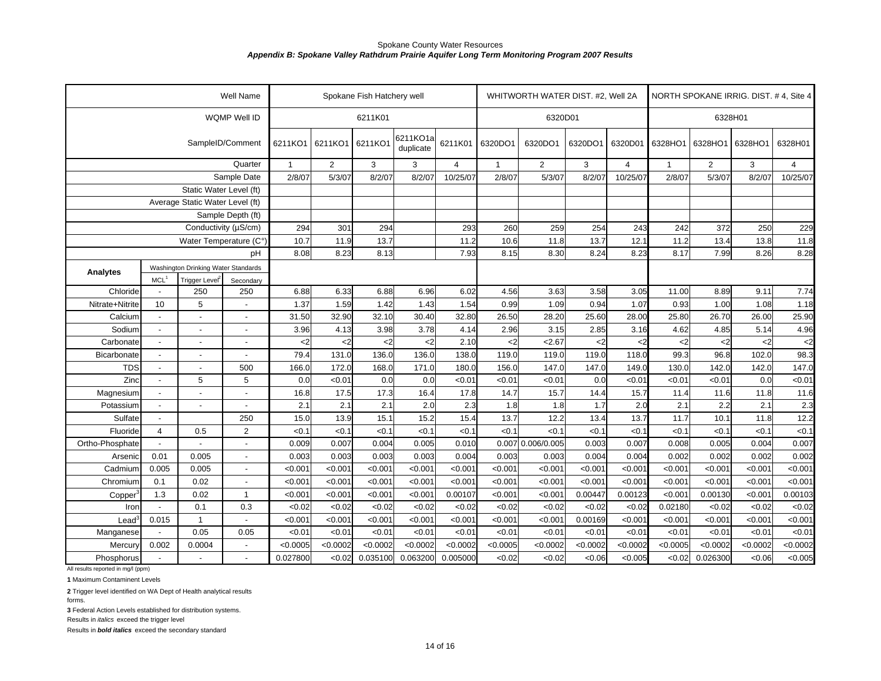Spokane County Water Resources

***Appendix B: Spokane Valley Rathdrum Prairie Aquifer Long Term Monitoring Program 2007 Results***

| | | | Well Name | Spokane Fish Hatchery well | | | | | WHITWORTH WATER DIST. #2, Well 2A | | | | NORTH SPOKANE IRRIG. DIST. # 4, Site 4 | | | |
|---|---|---|---|---|---|---|---|---|---|---|---|---|---|---|---|---|
| | | | WQMP Well ID | 6211K01 | | | | | 6320D01 | | | | 6328H01 | | | |
| | | | SampleID/Comment | 6211KO1 | 6211KO1 | 6211KO1 | 6211KO1a duplicate | 6211K01 | 6320DO1 | 6320DO1 | 6320DO1 | 6320D01 | 6328HO1 | 6328HO1 | 6328HO1 | 6328H01 |
| | | | Quarter | 1 | 2 | 3 | 3 | 4 | 1 | 2 | 3 | 4 | 1 | 2 | 3 | 4 |
| | | | Sample Date | 2/8/07 | 5/3/07 | 8/2/07 | 8/2/07 | 10/25/07 | 2/8/07 | 5/3/07 | 8/2/07 | 10/25/07 | 2/8/07 | 5/3/07 | 8/2/07 | 10/25/07 |
| | | | Static Water Level (ft) | | | | | | | | | | | | | |
| | | | Average Static Water Level (ft) | | | | | | | | | | | | | |
| | | | Sample Depth (ft) | | | | | | | | | | | | | |
| | | | Conductivity (µS/cm) | 294 | 301 | 294 | | 293 | 260 | 259 | 254 | 243 | 242 | 372 | 250 | 229 |
| | | | Water Temperature (C°) | 10.7 | 11.9 | 13.7 | | 11.2 | 10.6 | 11.8 | 13.7 | 12.1 | 11.2 | 13.4 | 13.8 | 11.8 |
| | | | pH | 8.08 | 8.23 | 8.13 | | 7.93 | 8.15 | 8.30 | 8.24 | 8.23 | 8.17 | 7.99 | 8.26 | 8.28 |
| **Analytes** | Washington Drinking Water Standards | | | | | | | | | | | | | | | |
| | MCL[1] | Trigger Level[2] | Secondary | | | | | | | | | | | | | |
| Chloride | - | 250 | 250 | 6.88 | 6.33 | 6.88 | 6.96 | 6.02 | 4.56 | 3.63 | 3.58 | 3.05 | 11.00 | 8.89 | 9.11 | 7.74 |
| Nitrate+Nitrite | 10 | 5 | - | 1.37 | 1.59 | 1.42 | 1.43 | 1.54 | 0.99 | 1.09 | 0.94 | 1.07 | 0.93 | 1.00 | 1.08 | 1.18 |
| Calcium | - | - | - | 31.50 | 32.90 | 32.10 | 30.40 | 32.80 | 26.50 | 28.20 | 25.60 | 28.00 | 25.80 | 26.70 | 26.00 | 25.90 |
| Sodium | - | - | - | 3.96 | 4.13 | 3.98 | 3.78 | 4.14 | 2.96 | 3.15 | 2.85 | 3.16 | 4.62 | 4.85 | 5.14 | 4.96 |
| Carbonate | - | - | - | <2 | <2 | <2 | <2 | 2.10 | <2 | <2.67 | <2 | <2 | <2 | <2 | <2 | <2 |
| Bicarbonate | - | - | - | 79.4 | 131.0 | 136.0 | 136.0 | 138.0 | 119.0 | 119.0 | 119.0 | 118.0 | 99.3 | 96.8 | 102.0 | 98.3 |
| TDS | - | - | 500 | 166.0 | 172.0 | 168.0 | 171.0 | 180.0 | 156.0 | 147.0 | 147.0 | 149.0 | 130.0 | 142.0 | 142.0 | 147.0 |
| Zinc | - | 5 | 5 | 0.0 | <0.01 | 0.0 | 0.0 | <0.01 | <0.01 | <0.01 | 0.0 | <0.01 | <0.01 | <0.01 | 0.0 | <0.01 |
| Magnesium | - | - | - | 16.8 | 17.5 | 17.3 | 16.4 | 17.8 | 14.7 | 15.7 | 14.4 | 15.7 | 11.4 | 11.6 | 11.8 | 11.6 |
| Potassium | - | - | - | 2.1 | 2.1 | 2.1 | 2.0 | 2.3 | 1.8 | 1.8 | 1.7 | 2.0 | 2.1 | 2.2 | 2.1 | 2.3 |
| Sulfate | - | | 250 | 15.0 | 13.9 | 15.1 | 15.2 | 15.4 | 13.7 | 12.2 | 13.4 | 13.7 | 11.7 | 10.1 | 11.8 | 12.2 |
| Fluoride | 4 | 0.5 | 2 | <0.1 | <0.1 | <0.1 | <0.1 | <0.1 | <0.1 | <0.1 | <0.1 | <0.1 | <0.1 | <0.1 | <0.1 | <0.1 |
| Ortho-Phosphate | - | - | - | 0.009 | 0.007 | 0.004 | 0.005 | 0.010 | 0.007 | 0.006/0.005 | 0.003 | 0.007 | 0.008 | 0.005 | 0.004 | 0.007 |
| Arsenic | 0.01 | 0.005 | - | 0.003 | 0.003 | 0.003 | 0.003 | 0.004 | 0.003 | 0.003 | 0.004 | 0.004 | 0.002 | 0.002 | 0.002 | 0.002 |
| Cadmium | 0.005 | 0.005 | - | <0.001 | <0.001 | <0.001 | <0.001 | <0.001 | <0.001 | <0.001 | <0.001 | <0.001 | <0.001 | <0.001 | <0.001 | <0.001 |
| Chromium | 0.1 | 0.02 | - | <0.001 | <0.001 | <0.001 | <0.001 | <0.001 | <0.001 | <0.001 | <0.001 | <0.001 | <0.001 | <0.001 | <0.001 | <0.001 |
| Copper[3] | 1.3 | 0.02 | 1 | <0.001 | <0.001 | <0.001 | <0.001 | 0.00107 | <0.001 | <0.001 | 0.00447 | 0.00123 | <0.001 | 0.00130 | <0.001 | 0.00103 |
| Iron | - | 0.1 | 0.3 | <0.02 | <0.02 | <0.02 | <0.02 | <0.02 | <0.02 | <0.02 | <0.02 | <0.02 | 0.02180 | <0.02 | <0.02 | <0.02 |
| Lead[3] | 0.015 | 1 | - | <0.001 | <0.001 | <0.001 | <0.001 | <0.001 | <0.001 | <0.001 | 0.00169 | <0.001 | <0.001 | <0.001 | <0.001 | <0.001 |
| Manganese | - | 0.05 | 0.05 | <0.01 | <0.01 | <0.01 | <0.01 | <0.01 | <0.01 | <0.01 | <0.01 | <0.01 | <0.01 | <0.01 | <0.01 | <0.01 |
| Mercury | 0.002 | 0.0004 | - | <0.0005 | <0.0002 | <0.0002 | <0.0002 | <0.0002 | <0.0005 | <0.0002 | <0.0002 | <0.0002 | <0.0005 | <0.0002 | <0.0002 | <0.0002 |
| Phosphorus | - | - | - | 0.027800 | <0.02 | 0.035100 | 0.063200 | 0.005000 | <0.02 | <0.02 | <0.06 | <0.005 | <0.02 | 0.026300 | <0.06 | <0.005 |

All results reported in mg/l (ppm)

**1** Maximum Contaminent Levels

**2** Trigger level identified on WA Dept of Health analytical results forms.

**3** Federal Action Levels established for distribution systems.

Results in *italics* exceed the trigger level

Results in ***bold italics*** exceed the secondary standard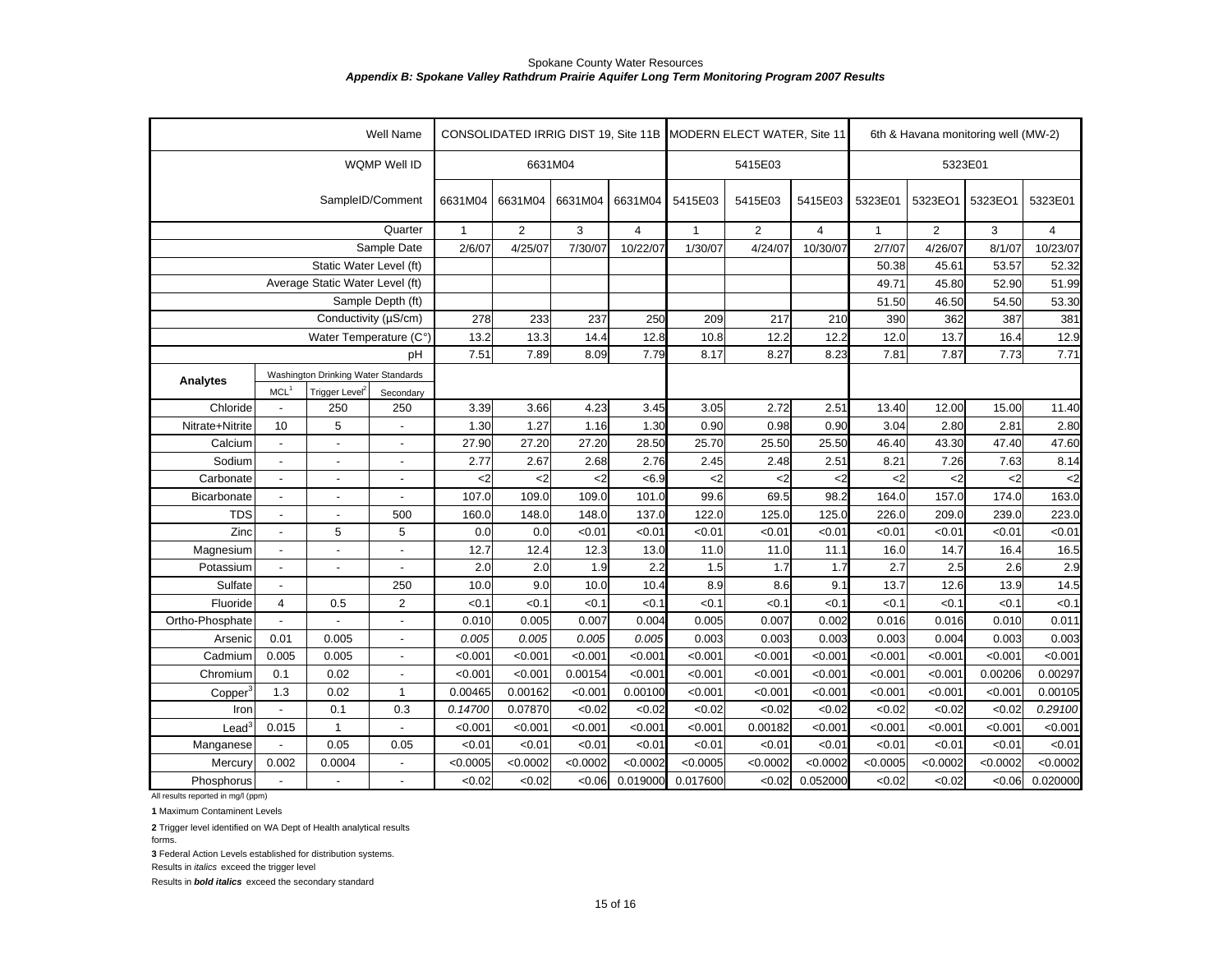Spokane County Water Resources

***Appendix B: Spokane Valley Rathdrum Prairie Aquifer Long Term Monitoring Program 2007 Results***

| | | | Well Name | CONSOLIDATED IRRIG DIST 19, Site 11B | | | | MODERN ELECT WATER, Site 11 | | | 6th & Havana monitoring well (MW-2) | | | |
|---|---|---|---|---|---|---|---|---|---|---|---|---|---|---|
| | | | WQMP Well ID | 6631M04 | | | | 5415E03 | | | 5323E01 | | | |
| | | | SampleID/Comment | 6631M04 | 6631M04 | 6631M04 | 6631M04 | 5415E03 | 5415E03 | 5415E03 | 5323E01 | 5323EO1 | 5323EO1 | 5323E01 |
| | | | Quarter | 1 | 2 | 3 | 4 | 1 | 2 | 4 | 1 | 2 | 3 | 4 |
| | | | Sample Date | 2/6/07 | 4/25/07 | 7/30/07 | 10/22/07 | 1/30/07 | 4/24/07 | 10/30/07 | 2/7/07 | 4/26/07 | 8/1/07 | 10/23/07 |
| | | | Static Water Level (ft) | | | | | | | | 50.38 | 45.61 | 53.57 | 52.32 |
| | | | Average Static Water Level (ft) | | | | | | | | 49.71 | 45.80 | 52.90 | 51.99 |
| | | | Sample Depth (ft) | | | | | | | | 51.50 | 46.50 | 54.50 | 53.30 |
| | | | Conductivity (µS/cm) | 278 | 233 | 237 | 250 | 209 | 217 | 210 | 390 | 362 | 387 | 381 |
| | | | Water Temperature (C°) | 13.2 | 13.3 | 14.4 | 12.8 | 10.8 | 12.2 | 12.2 | 12.0 | 13.7 | 16.4 | 12.9 |
| | | | pH | 7.51 | 7.89 | 8.09 | 7.79 | 8.17 | 8.27 | 8.23 | 7.81 | 7.87 | 7.73 | 7.71 |
| **Analytes** | Washington Drinking Water Standards | | | | | | | | | | | | | |
| | MCL[1] | Trigger Level[2] | Secondary | | | | | | | | | | | |
| Chloride | - | 250 | 250 | 3.39 | 3.66 | 4.23 | 3.45 | 3.05 | 2.72 | 2.51 | 13.40 | 12.00 | 15.00 | 11.40 |
| Nitrate+Nitrite | 10 | 5 | - | 1.30 | 1.27 | 1.16 | 1.30 | 0.90 | 0.98 | 0.90 | 3.04 | 2.80 | 2.81 | 2.80 |
| Calcium | - | - | - | 27.90 | 27.20 | 27.20 | 28.50 | 25.70 | 25.50 | 25.50 | 46.40 | 43.30 | 47.40 | 47.60 |
| Sodium | - | - | - | 2.77 | 2.67 | 2.68 | 2.76 | 2.45 | 2.48 | 2.51 | 8.21 | 7.26 | 7.63 | 8.14 |
| Carbonate | - | - | - | <2 | <2 | <2 | <6.9 | <2 | <2 | <2 | <2 | <2 | <2 | <2 |
| Bicarbonate | - | - | - | 107.0 | 109.0 | 109.0 | 101.0 | 99.6 | 69.5 | 98.2 | 164.0 | 157.0 | 174.0 | 163.0 |
| TDS | - | - | 500 | 160.0 | 148.0 | 148.0 | 137.0 | 122.0 | 125.0 | 125.0 | 226.0 | 209.0 | 239.0 | 223.0 |
| Zinc | - | 5 | 5 | 0.0 | 0.0 | <0.01 | <0.01 | <0.01 | <0.01 | <0.01 | <0.01 | <0.01 | <0.01 | <0.01 |
| Magnesium | - | - | - | 12.7 | 12.4 | 12.3 | 13.0 | 11.0 | 11.0 | 11.1 | 16.0 | 14.7 | 16.4 | 16.5 |
| Potassium | - | - | - | 2.0 | 2.0 | 1.9 | 2.2 | 1.5 | 1.7 | 1.7 | 2.7 | 2.5 | 2.6 | 2.9 |
| Sulfate | - | | 250 | 10.0 | 9.0 | 10.0 | 10.4 | 8.9 | 8.6 | 9.1 | 13.7 | 12.6 | 13.9 | 14.5 |
| Fluoride | 4 | 0.5 | 2 | <0.1 | <0.1 | <0.1 | <0.1 | <0.1 | <0.1 | <0.1 | <0.1 | <0.1 | <0.1 | <0.1 |
| Ortho-Phosphate | - | - | - | 0.010 | 0.005 | 0.007 | 0.004 | 0.005 | 0.007 | 0.002 | 0.016 | 0.016 | 0.010 | 0.011 |
| Arsenic | 0.01 | 0.005 | - | *0.005* | *0.005* | *0.005* | *0.005* | 0.003 | 0.003 | 0.003 | 0.003 | 0.004 | 0.003 | 0.003 |
| Cadmium | 0.005 | 0.005 | - | <0.001 | <0.001 | <0.001 | <0.001 | <0.001 | <0.001 | <0.001 | <0.001 | <0.001 | <0.001 | <0.001 |
| Chromium | 0.1 | 0.02 | - | <0.001 | <0.001 | 0.00154 | <0.001 | <0.001 | <0.001 | <0.001 | <0.001 | <0.001 | 0.00206 | 0.00297 |
| Copper[3] | 1.3 | 0.02 | 1 | 0.00465 | 0.00162 | <0.001 | 0.00100 | <0.001 | <0.001 | <0.001 | <0.001 | <0.001 | <0.001 | 0.00105 |
| Iron | - | 0.1 | 0.3 | *0.14700* | 0.07870 | <0.02 | <0.02 | <0.02 | <0.02 | <0.02 | <0.02 | <0.02 | <0.02 | *0.29100* |
| Lead[3] | 0.015 | 1 | - | <0.001 | <0.001 | <0.001 | <0.001 | <0.001 | 0.00182 | <0.001 | <0.001 | <0.001 | <0.001 | <0.001 |
| Manganese | - | 0.05 | 0.05 | <0.01 | <0.01 | <0.01 | <0.01 | <0.01 | <0.01 | <0.01 | <0.01 | <0.01 | <0.01 | <0.01 |
| Mercury | 0.002 | 0.0004 | - | <0.0005 | <0.0002 | <0.0002 | <0.0002 | <0.0005 | <0.0002 | <0.0002 | <0.0005 | <0.0002 | <0.0002 | <0.0002 |
| Phosphorus | - | - | - | <0.02 | <0.02 | <0.06 | 0.019000 | 0.017600 | <0.02 | 0.052000 | <0.02 | <0.02 | <0.06 | 0.020000 |

All results reported in mg/l (ppm)

**1** Maximum Contaminent Levels

**2** Trigger level identified on WA Dept of Health analytical results forms.

**3** Federal Action Levels established for distribution systems.

Results in *italics* exceed the trigger level

Results in ***bold italics*** exceed the secondary standard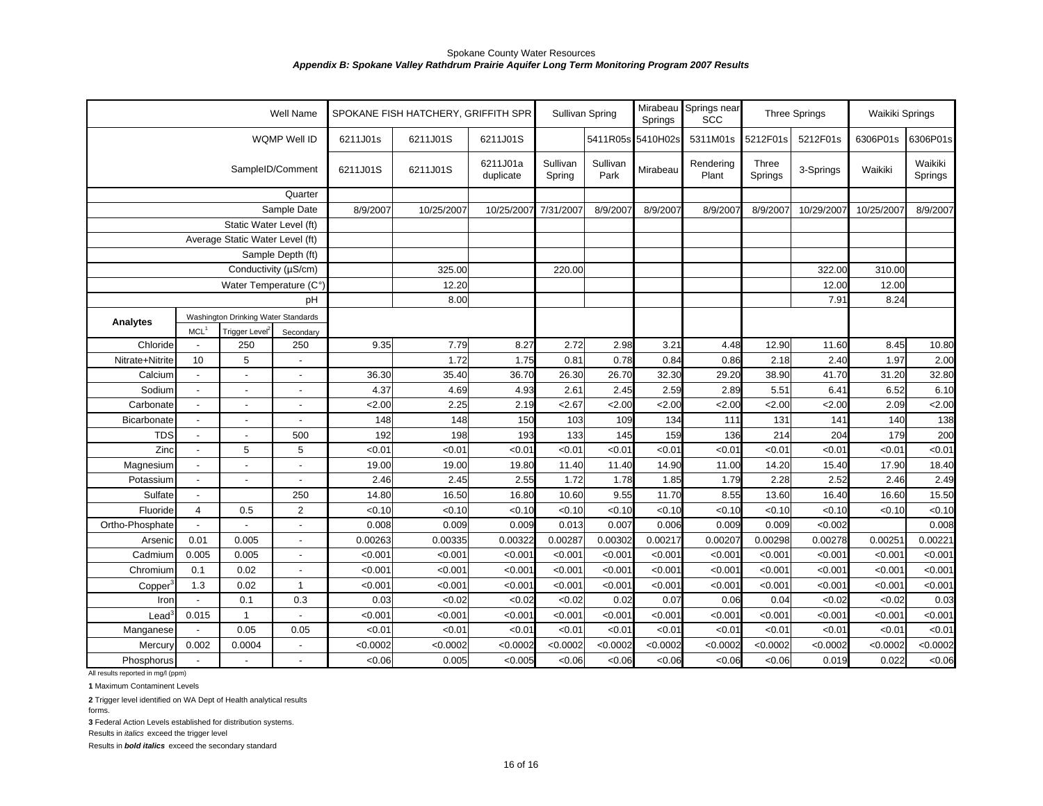Spokane County Water Resources

***Appendix B: Spokane Valley Rathdrum Prairie Aquifer Long Term Monitoring Program 2007 Results***

| | | | Well Name | SPOKANE FISH HATCHERY, GRIFFITH SPR | | | Sullivan Spring | | Mirabeau Springs | Springs near SCC | Three Springs | | Waikiki Springs | |
|---|---|---|---|---|---|---|---|---|---|---|---|---|---|---|
| | | | WQMP Well ID | 6211J01s | 6211J01S | 6211J01S | | 5411R05s | 5410H02s | 5311M01s | 5212F01s | 5212F01s | 6306P01s | 6306P01s |
| | | | SampleID/Comment | 6211J01S | 6211J01S | 6211J01a duplicate | Sullivan Spring | Sullivan Park | Mirabeau | Rendering Plant | Three Springs | 3-Springs | Waikiki | Waikiki Springs |
| | | | Quarter | | | | | | | | | | | |
| | | | Sample Date | 8/9/2007 | 10/25/2007 | 10/25/2007 | 7/31/2007 | 8/9/2007 | 8/9/2007 | 8/9/2007 | 8/9/2007 | 10/29/2007 | 10/25/2007 | 8/9/2007 |
| | | | Static Water Level (ft) | | | | | | | | | | | |
| | | | Average Static Water Level (ft) | | | | | | | | | | | |
| | | | Sample Depth (ft) | | | | | | | | | | | |
| | | | Conductivity (µS/cm) | | 325.00 | | 220.00 | | | | | 322.00 | 310.00 | |
| | | | Water Temperature (C°) | | 12.20 | | | | | | | 12.00 | 12.00 | |
| | | | pH | | 8.00 | | | | | | | 7.91 | 8.24 | |
| **Analytes** | Washington Drinking Water Standards | | | | | | | | | | | | | |
| | MCL[1] | Trigger Level[2] | Secondary | | | | | | | | | | | |
| Chloride | - | 250 | 250 | 9.35 | 7.79 | 8.27 | 2.72 | 2.98 | 3.21 | 4.48 | 12.90 | 11.60 | 8.45 | 10.80 |
| Nitrate+Nitrite | 10 | 5 | - | | 1.72 | 1.75 | 0.81 | 0.78 | 0.84 | 0.86 | 2.18 | 2.40 | 1.97 | 2.00 |
| Calcium | - | - | - | 36.30 | 35.40 | 36.70 | 26.30 | 26.70 | 32.30 | 29.20 | 38.90 | 41.70 | 31.20 | 32.80 |
| Sodium | - | - | - | 4.37 | 4.69 | 4.93 | 2.61 | 2.45 | 2.59 | 2.89 | 5.51 | 6.41 | 6.52 | 6.10 |
| Carbonate | - | - | - | <2.00 | 2.25 | 2.19 | <2.67 | <2.00 | <2.00 | <2.00 | <2.00 | <2.00 | 2.09 | <2.00 |
| Bicarbonate | - | - | - | 148 | 148 | 150 | 103 | 109 | 134 | 111 | 131 | 141 | 140 | 138 |
| TDS | - | - | 500 | 192 | 198 | 193 | 133 | 145 | 159 | 136 | 214 | 204 | 179 | 200 |
| Zinc | - | 5 | 5 | <0.01 | <0.01 | <0.01 | <0.01 | <0.01 | <0.01 | <0.01 | <0.01 | <0.01 | <0.01 | <0.01 |
| Magnesium | - | - | - | 19.00 | 19.00 | 19.80 | 11.40 | 11.40 | 14.90 | 11.00 | 14.20 | 15.40 | 17.90 | 18.40 |
| Potassium | - | - | - | 2.46 | 2.45 | 2.55 | 1.72 | 1.78 | 1.85 | 1.79 | 2.28 | 2.52 | 2.46 | 2.49 |
| Sulfate | - | | 250 | 14.80 | 16.50 | 16.80 | 10.60 | 9.55 | 11.70 | 8.55 | 13.60 | 16.40 | 16.60 | 15.50 |
| Fluoride | 4 | 0.5 | 2 | <0.10 | <0.10 | <0.10 | <0.10 | <0.10 | <0.10 | <0.10 | <0.10 | <0.10 | <0.10 | <0.10 |
| Ortho-Phosphate | - | - | - | 0.008 | 0.009 | 0.009 | 0.013 | 0.007 | 0.006 | 0.009 | 0.009 | <0.002 | | 0.008 |
| Arsenic | 0.01 | 0.005 | - | 0.00263 | 0.00335 | 0.00322 | 0.00287 | 0.00302 | 0.00217 | 0.00207 | 0.00298 | 0.00278 | 0.00251 | 0.00221 |
| Cadmium | 0.005 | 0.005 | - | <0.001 | <0.001 | <0.001 | <0.001 | <0.001 | <0.001 | <0.001 | <0.001 | <0.001 | <0.001 | <0.001 |
| Chromium | 0.1 | 0.02 | - | <0.001 | <0.001 | <0.001 | <0.001 | <0.001 | <0.001 | <0.001 | <0.001 | <0.001 | <0.001 | <0.001 |
| Copper[3] | 1.3 | 0.02 | 1 | <0.001 | <0.001 | <0.001 | <0.001 | <0.001 | <0.001 | <0.001 | <0.001 | <0.001 | <0.001 | <0.001 |
| Iron | - | 0.1 | 0.3 | 0.03 | <0.02 | <0.02 | <0.02 | 0.02 | 0.07 | 0.06 | 0.04 | <0.02 | <0.02 | 0.03 |
| Lead[3] | 0.015 | 1 | - | <0.001 | <0.001 | <0.001 | <0.001 | <0.001 | <0.001 | <0.001 | <0.001 | <0.001 | <0.001 | <0.001 |
| Manganese | - | 0.05 | 0.05 | <0.01 | <0.01 | <0.01 | <0.01 | <0.01 | <0.01 | <0.01 | <0.01 | <0.01 | <0.01 | <0.01 |
| Mercury | 0.002 | 0.0004 | - | <0.0002 | <0.0002 | <0.0002 | <0.0002 | <0.0002 | <0.0002 | <0.0002 | <0.0002 | <0.0002 | <0.0002 | <0.0002 |
| Phosphorus | - | - | - | <0.06 | 0.005 | <0.005 | <0.06 | <0.06 | <0.06 | <0.06 | <0.06 | 0.019 | 0.022 | <0.06 |

All results reported in mg/l (ppm)

**1** Maximum Contaminent Levels

**2** Trigger level identified on WA Dept of Health analytical results forms.

**3** Federal Action Levels established for distribution systems.

Results in *italics* exceed the trigger level

Results in ***bold italics*** exceed the secondary standard